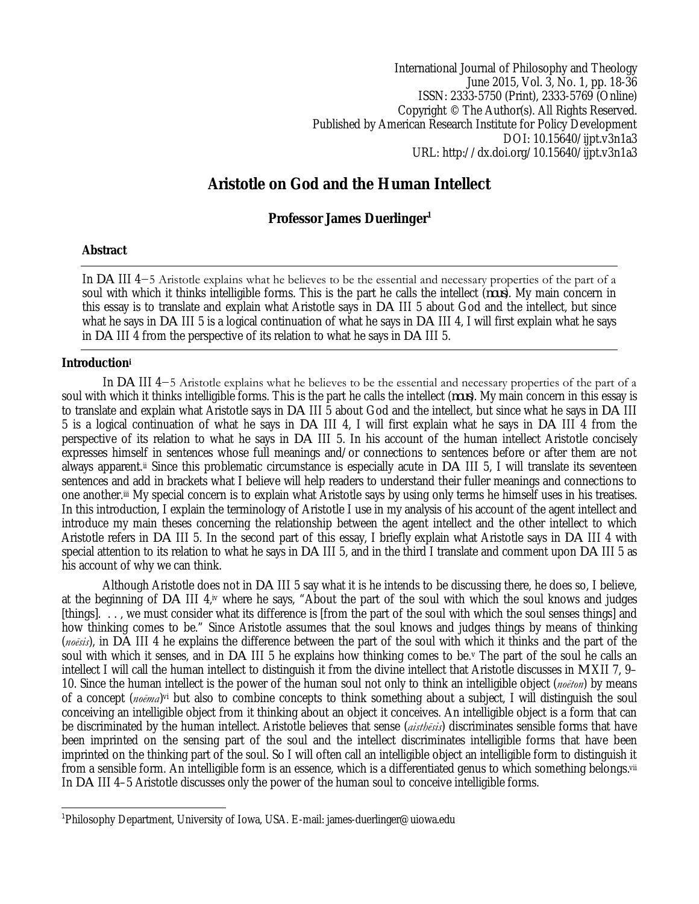International Journal of Philosophy and Theology
June 2015, Vol. 3, No. 1, pp. 18-36
ISSN: 2333-5750 (Print), 2333-5769 (Online)
Copyright © The Author(s). All Rights Reserved.
Published by American Research Institute for Policy Development
DOI: 10.15640/ijpt.v3n1a3
URL: http://dx.doi.org/10.15640/ijpt.v3n1a3

# Aristotle on God and the Human Intellect

**Professor James Duerlinger[1]**

## Abstract

In DA III 4−5 Aristotle explains what he believes to be the essential and necessary properties of the part of a soul with which it thinks intelligible forms. This is the part he calls the intellect (*nous*). My main concern in this essay is to translate and explain what Aristotle says in DA III 5 about God and the intellect, but since what he says in DA III 5 is a logical continuation of what he says in DA III 4, I will first explain what he says in DA III 4 from the perspective of its relation to what he says in DA III 5.

## Introduction[i]

In DA III 4−5 Aristotle explains what he believes to be the essential and necessary properties of the part of a soul with which it thinks intelligible forms. This is the part he calls the intellect (*nous*). My main concern in this essay is to translate and explain what Aristotle says in DA III 5 about God and the intellect, but since what he says in DA III 5 is a logical continuation of what he says in DA III 4, I will first explain what he says in DA III 4 from the perspective of its relation to what he says in DA III 5. In his account of the human intellect Aristotle concisely expresses himself in sentences whose full meanings and/or connections to sentences before or after them are not always apparent.[ii] Since this problematic circumstance is especially acute in DA III 5, I will translate its seventeen sentences and add in brackets what I believe will help readers to understand their fuller meanings and connections to one another.[iii] My special concern is to explain what Aristotle says by using only terms he himself uses in his treatises. In this introduction, I explain the terminology of Aristotle I use in my analysis of his account of the agent intellect and introduce my main theses concerning the relationship between the agent intellect and the other intellect to which Aristotle refers in DA III 5. In the second part of this essay, I briefly explain what Aristotle says in DA III 4 with special attention to its relation to what he says in DA III 5, and in the third I translate and comment upon DA III 5 as his account of why we can think.

Although Aristotle does not in DA III 5 say what it is he intends to be discussing there, he does so, I believe, at the beginning of DA III 4,[iv] where he says, "About the part of the soul with which the soul knows and judges [things]. . . , we must consider what its difference is [from the part of the soul with which the soul senses things] and how thinking comes to be." Since Aristotle assumes that the soul knows and judges things by means of thinking (*noēsis*), in DA III 4 he explains the difference between the part of the soul with which it thinks and the part of the soul with which it senses, and in DA III 5 he explains how thinking comes to be.[v] The part of the soul he calls an intellect I will call the human intellect to distinguish it from the divine intellect that Aristotle discusses in M XII 7, 9–10. Since the human intellect is the power of the human soul not only to think an intelligible object (*noēton*) by means of a concept (*noēma*)[vi] but also to combine concepts to think something about a subject, I will distinguish the soul conceiving an intelligible object from it thinking about an object it conceives. An intelligible object is a form that can be discriminated by the human intellect. Aristotle believes that sense (*aisthēsis*) discriminates sensible forms that have been imprinted on the sensing part of the soul and the intellect discriminates intelligible forms that have been imprinted on the thinking part of the soul. So I will often call an intelligible object an intelligible form to distinguish it from a sensible form. An intelligible form is an essence, which is a differentiated genus to which something belongs.[vii] In DA III 4–5 Aristotle discusses only the power of the human soul to conceive intelligible forms.

---

[1]Philosophy Department, University of Iowa, USA. E-mail: james-duerlinger@uiowa.edu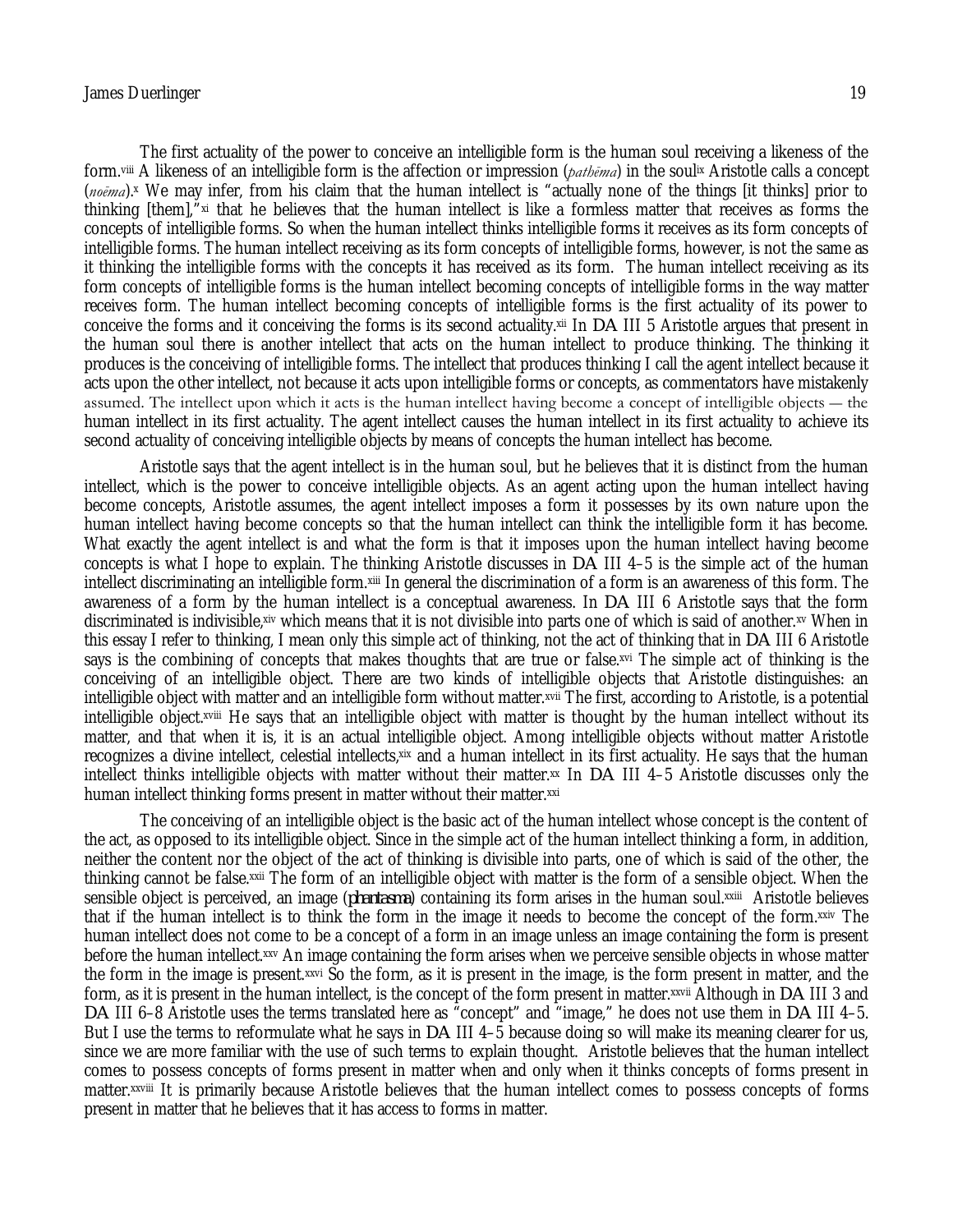The first actuality of the power to conceive an intelligible form is the human soul receiving a likeness of the form.[viii] A likeness of an intelligible form is the affection or impression (*pathēma*) in the soul[ix] Aristotle calls a concept (*noēma*).[x] We may infer, from his claim that the human intellect is "actually none of the things [it thinks] prior to thinking [them],"[xi] that he believes that the human intellect is like a formless matter that receives as forms the concepts of intelligible forms. So when the human intellect thinks intelligible forms it receives as its form concepts of intelligible forms. The human intellect receiving as its form concepts of intelligible forms, however, is not the same as it thinking the intelligible forms with the concepts it has received as its form. The human intellect receiving as its form concepts of intelligible forms is the human intellect becoming concepts of intelligible forms in the way matter receives form. The human intellect becoming concepts of intelligible forms is the first actuality of its power to conceive the forms and it conceiving the forms is its second actuality.[xii] In DA III 5 Aristotle argues that present in the human soul there is another intellect that acts on the human intellect to produce thinking. The thinking it produces is the conceiving of intelligible forms. The intellect that produces thinking I call the agent intellect because it acts upon the other intellect, not because it acts upon intelligible forms or concepts, as commentators have mistakenly assumed. The intellect upon which it acts is the human intellect having become a concept of intelligible objects — the human intellect in its first actuality. The agent intellect causes the human intellect in its first actuality to achieve its second actuality of conceiving intelligible objects by means of concepts the human intellect has become.

Aristotle says that the agent intellect is in the human soul, but he believes that it is distinct from the human intellect, which is the power to conceive intelligible objects. As an agent acting upon the human intellect having become concepts, Aristotle assumes, the agent intellect imposes a form it possesses by its own nature upon the human intellect having become concepts so that the human intellect can think the intelligible form it has become. What exactly the agent intellect is and what the form is that it imposes upon the human intellect having become concepts is what I hope to explain. The thinking Aristotle discusses in DA III 4–5 is the simple act of the human intellect discriminating an intelligible form.[xiii] In general the discrimination of a form is an awareness of this form. The awareness of a form by the human intellect is a conceptual awareness. In DA III 6 Aristotle says that the form discriminated is indivisible,[xiv] which means that it is not divisible into parts one of which is said of another.[xv] When in this essay I refer to thinking, I mean only this simple act of thinking, not the act of thinking that in DA III 6 Aristotle says is the combining of concepts that makes thoughts that are true or false.[xvi] The simple act of thinking is the conceiving of an intelligible object. There are two kinds of intelligible objects that Aristotle distinguishes: an intelligible object with matter and an intelligible form without matter.[xvii] The first, according to Aristotle, is a potential intelligible object.[xviii] He says that an intelligible object with matter is thought by the human intellect without its matter, and that when it is, it is an actual intelligible object. Among intelligible objects without matter Aristotle recognizes a divine intellect, celestial intellects,[xix] and a human intellect in its first actuality. He says that the human intellect thinks intelligible objects with matter without their matter.[xx] In DA III 4–5 Aristotle discusses only the human intellect thinking forms present in matter without their matter.[xxi]

The conceiving of an intelligible object is the basic act of the human intellect whose concept is the content of the act, as opposed to its intelligible object. Since in the simple act of the human intellect thinking a form, in addition, neither the content nor the object of the act of thinking is divisible into parts, one of which is said of the other, the thinking cannot be false.[xxii] The form of an intelligible object with matter is the form of a sensible object. When the sensible object is perceived, an image (*phantasma*) containing its form arises in the human soul.[xxiii] Aristotle believes that if the human intellect is to think the form in the image it needs to become the concept of the form.[xxiv] The human intellect does not come to be a concept of a form in an image unless an image containing the form is present before the human intellect.[xxv] An image containing the form arises when we perceive sensible objects in whose matter the form in the image is present.[xxvi] So the form, as it is present in the image, is the form present in matter, and the form, as it is present in the human intellect, is the concept of the form present in matter.[xxvii] Although in DA III 3 and DA III 6–8 Aristotle uses the terms translated here as "concept" and "image," he does not use them in DA III 4–5. But I use the terms to reformulate what he says in DA III 4–5 because doing so will make its meaning clearer for us, since we are more familiar with the use of such terms to explain thought. Aristotle believes that the human intellect comes to possess concepts of forms present in matter when and only when it thinks concepts of forms present in matter.[xxviii] It is primarily because Aristotle believes that the human intellect comes to possess concepts of forms present in matter that he believes that it has access to forms in matter.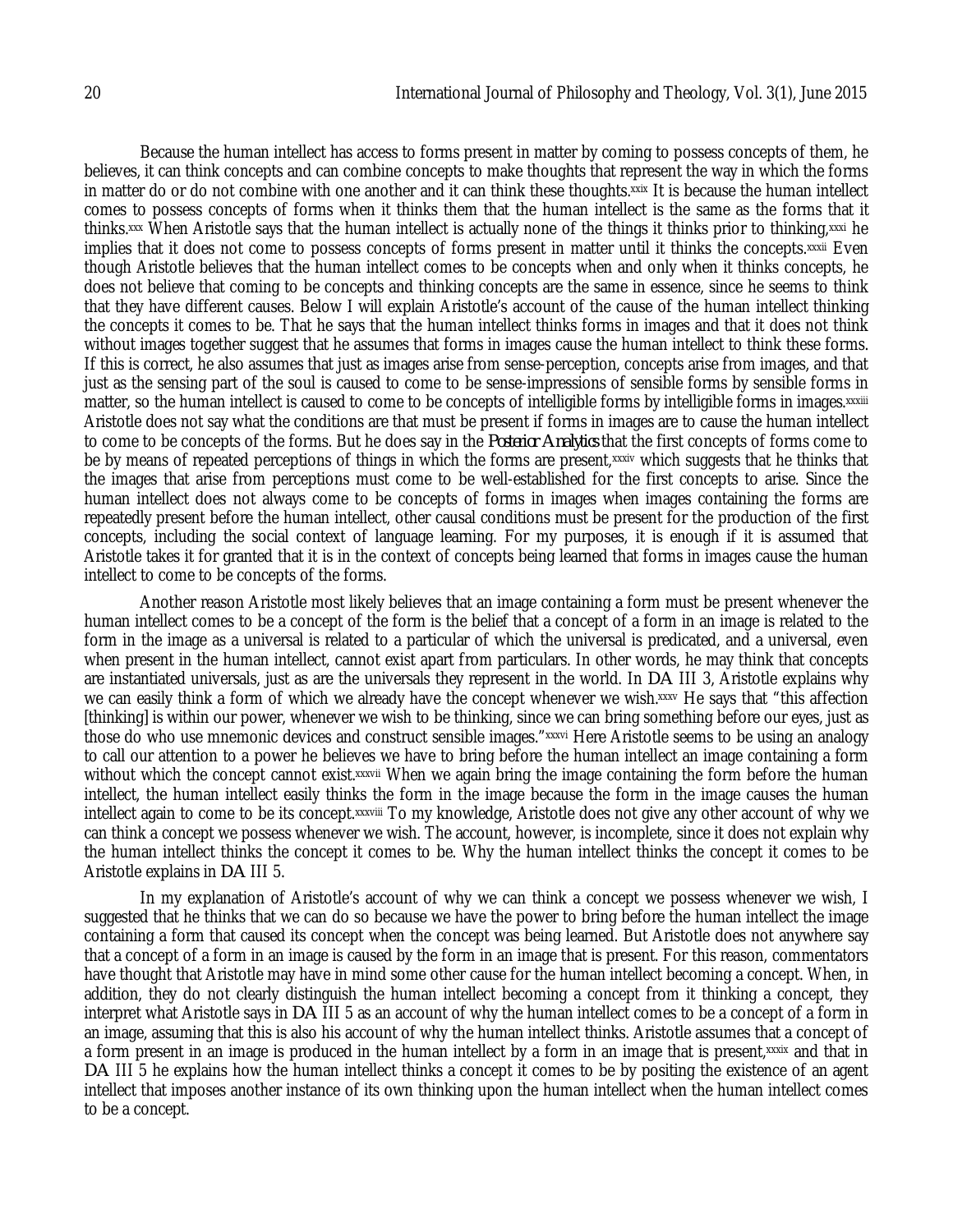Because the human intellect has access to forms present in matter by coming to possess concepts of them, he believes, it can think concepts and can combine concepts to make thoughts that represent the way in which the forms in matter do or do not combine with one another and it can think these thoughts.[xxix] It is because the human intellect comes to possess concepts of forms when it thinks them that the human intellect is the same as the forms that it thinks.[xxx] When Aristotle says that the human intellect is actually none of the things it thinks prior to thinking,[xxxi] he implies that it does not come to possess concepts of forms present in matter until it thinks the concepts.[xxxii] Even though Aristotle believes that the human intellect comes to be concepts when and only when it thinks concepts, he does not believe that coming to be concepts and thinking concepts are the same in essence, since he seems to think that they have different causes. Below I will explain Aristotle's account of the cause of the human intellect thinking the concepts it comes to be. That he says that the human intellect thinks forms in images and that it does not think without images together suggest that he assumes that forms in images cause the human intellect to think these forms. If this is correct, he also assumes that just as images arise from sense-perception, concepts arise from images, and that just as the sensing part of the soul is caused to come to be sense-impressions of sensible forms by sensible forms in matter, so the human intellect is caused to come to be concepts of intelligible forms by intelligible forms in images.[xxxiii] Aristotle does not say what the conditions are that must be present if forms in images are to cause the human intellect to come to be concepts of the forms. But he does say in the *Posterior Analytics* that the first concepts of forms come to be by means of repeated perceptions of things in which the forms are present,[xxxiv] which suggests that he thinks that the images that arise from perceptions must come to be well-established for the first concepts to arise. Since the human intellect does not always come to be concepts of forms in images when images containing the forms are repeatedly present before the human intellect, other causal conditions must be present for the production of the first concepts, including the social context of language learning. For my purposes, it is enough if it is assumed that Aristotle takes it for granted that it is in the context of concepts being learned that forms in images cause the human intellect to come to be concepts of the forms.

Another reason Aristotle most likely believes that an image containing a form must be present whenever the human intellect comes to be a concept of the form is the belief that a concept of a form in an image is related to the form in the image as a universal is related to a particular of which the universal is predicated, and a universal, even when present in the human intellect, cannot exist apart from particulars. In other words, he may think that concepts are instantiated universals, just as are the universals they represent in the world. In DA III 3, Aristotle explains why we can easily think a form of which we already have the concept whenever we wish.[xxxv] He says that "this affection [thinking] is within our power, whenever we wish to be thinking, since we can bring something before our eyes, just as those do who use mnemonic devices and construct sensible images."[xxxvi] Here Aristotle seems to be using an analogy to call our attention to a power he believes we have to bring before the human intellect an image containing a form without which the concept cannot exist.[xxxvii] When we again bring the image containing the form before the human intellect, the human intellect easily thinks the form in the image because the form in the image causes the human intellect again to come to be its concept.[xxxviii] To my knowledge, Aristotle does not give any other account of why we can think a concept we possess whenever we wish. The account, however, is incomplete, since it does not explain why the human intellect thinks the concept it comes to be. Why the human intellect thinks the concept it comes to be Aristotle explains in DA III 5.

In my explanation of Aristotle's account of why we can think a concept we possess whenever we wish, I suggested that he thinks that we can do so because we have the power to bring before the human intellect the image containing a form that caused its concept when the concept was being learned. But Aristotle does not anywhere say that a concept of a form in an image is caused by the form in an image that is present. For this reason, commentators have thought that Aristotle may have in mind some other cause for the human intellect becoming a concept. When, in addition, they do not clearly distinguish the human intellect becoming a concept from it thinking a concept, they interpret what Aristotle says in DA III 5 as an account of why the human intellect comes to be a concept of a form in an image, assuming that this is also his account of why the human intellect thinks. Aristotle assumes that a concept of a form present in an image is produced in the human intellect by a form in an image that is present,[xxxix] and that in DA III 5 he explains how the human intellect thinks a concept it comes to be by positing the existence of an agent intellect that imposes another instance of its own thinking upon the human intellect when the human intellect comes to be a concept.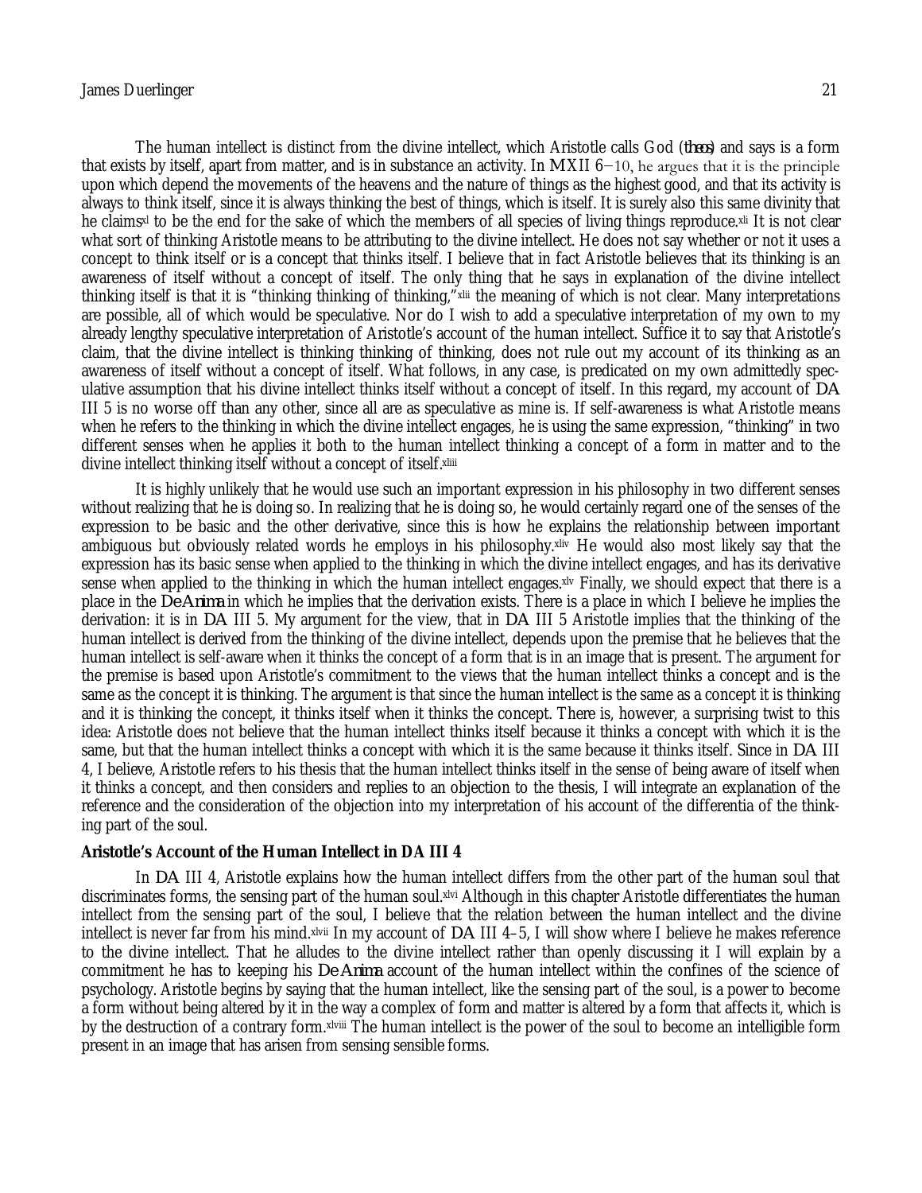The human intellect is distinct from the divine intellect, which Aristotle calls God (*theos*) and says is a form that exists by itself, apart from matter, and is in substance an activity. In MXII 6–10, he argues that it is the principle upon which depend the movements of the heavens and the nature of things as the highest good, and that its activity is always to think itself, since it is always thinking the best of things, which is itself. It is surely also this same divinity that he claims[xl] to be the end for the sake of which the members of all species of living things reproduce.[xli] It is not clear what sort of thinking Aristotle means to be attributing to the divine intellect. He does not say whether or not it uses a concept to think itself or is a concept that thinks itself. I believe that in fact Aristotle believes that its thinking is an awareness of itself without a concept of itself. The only thing that he says in explanation of the divine intellect thinking itself is that it is "thinking thinking of thinking,"[xlii] the meaning of which is not clear. Many interpretations are possible, all of which would be speculative. Nor do I wish to add a speculative interpretation of my own to my already lengthy speculative interpretation of Aristotle's account of the human intellect. Suffice it to say that Aristotle's claim, that the divine intellect is thinking thinking of thinking, does not rule out my account of its thinking as an awareness of itself without a concept of itself. What follows, in any case, is predicated on my own admittedly speculative assumption that his divine intellect thinks itself without a concept of itself. In this regard, my account of DA III 5 is no worse off than any other, since all are as speculative as mine is. If self-awareness is what Aristotle means when he refers to the thinking in which the divine intellect engages, he is using the same expression, "thinking" in two different senses when he applies it both to the human intellect thinking a concept of a form in matter and to the divine intellect thinking itself without a concept of itself.[xliii]

It is highly unlikely that he would use such an important expression in his philosophy in two different senses without realizing that he is doing so. In realizing that he is doing so, he would certainly regard one of the senses of the expression to be basic and the other derivative, since this is how he explains the relationship between important ambiguous but obviously related words he employs in his philosophy.[xliv] He would also most likely say that the expression has its basic sense when applied to the thinking in which the divine intellect engages, and has its derivative sense when applied to the thinking in which the human intellect engages.[xlv] Finally, we should expect that there is a place in the *De Anima* in which he implies that the derivation exists. There is a place in which I believe he implies the derivation: it is in DA III 5. My argument for the view, that in DA III 5 Aristotle implies that the thinking of the human intellect is derived from the thinking of the divine intellect, depends upon the premise that he believes that the human intellect is self-aware when it thinks the concept of a form that is in an image that is present. The argument for the premise is based upon Aristotle's commitment to the views that the human intellect thinks a concept and is the same as the concept it is thinking. The argument is that since the human intellect is the same as a concept it is thinking and it is thinking the concept, it thinks itself when it thinks the concept. There is, however, a surprising twist to this idea: Aristotle does not believe that the human intellect thinks itself because it thinks a concept with which it is the same, but that the human intellect thinks a concept with which it is the same because it thinks itself. Since in DA III 4, I believe, Aristotle refers to his thesis that the human intellect thinks itself in the sense of being aware of itself when it thinks a concept, and then considers and replies to an objection to the thesis, I will integrate an explanation of the reference and the consideration of the objection into my interpretation of his account of the differentia of the thinking part of the soul.

**Aristotle's Account of the Human Intellect in DA III 4**

In DA III 4, Aristotle explains how the human intellect differs from the other part of the human soul that discriminates forms, the sensing part of the human soul.[xlvi] Although in this chapter Aristotle differentiates the human intellect from the sensing part of the soul, I believe that the relation between the human intellect and the divine intellect is never far from his mind.[xlvii] In my account of DA III 4–5, I will show where I believe he makes reference to the divine intellect. That he alludes to the divine intellect rather than openly discussing it I will explain by a commitment he has to keeping his *De Anima* account of the human intellect within the confines of the science of psychology. Aristotle begins by saying that the human intellect, like the sensing part of the soul, is a power to become a form without being altered by it in the way a complex of form and matter is altered by a form that affects it, which is by the destruction of a contrary form.[xlviii] The human intellect is the power of the soul to become an intelligible form present in an image that has arisen from sensing sensible forms.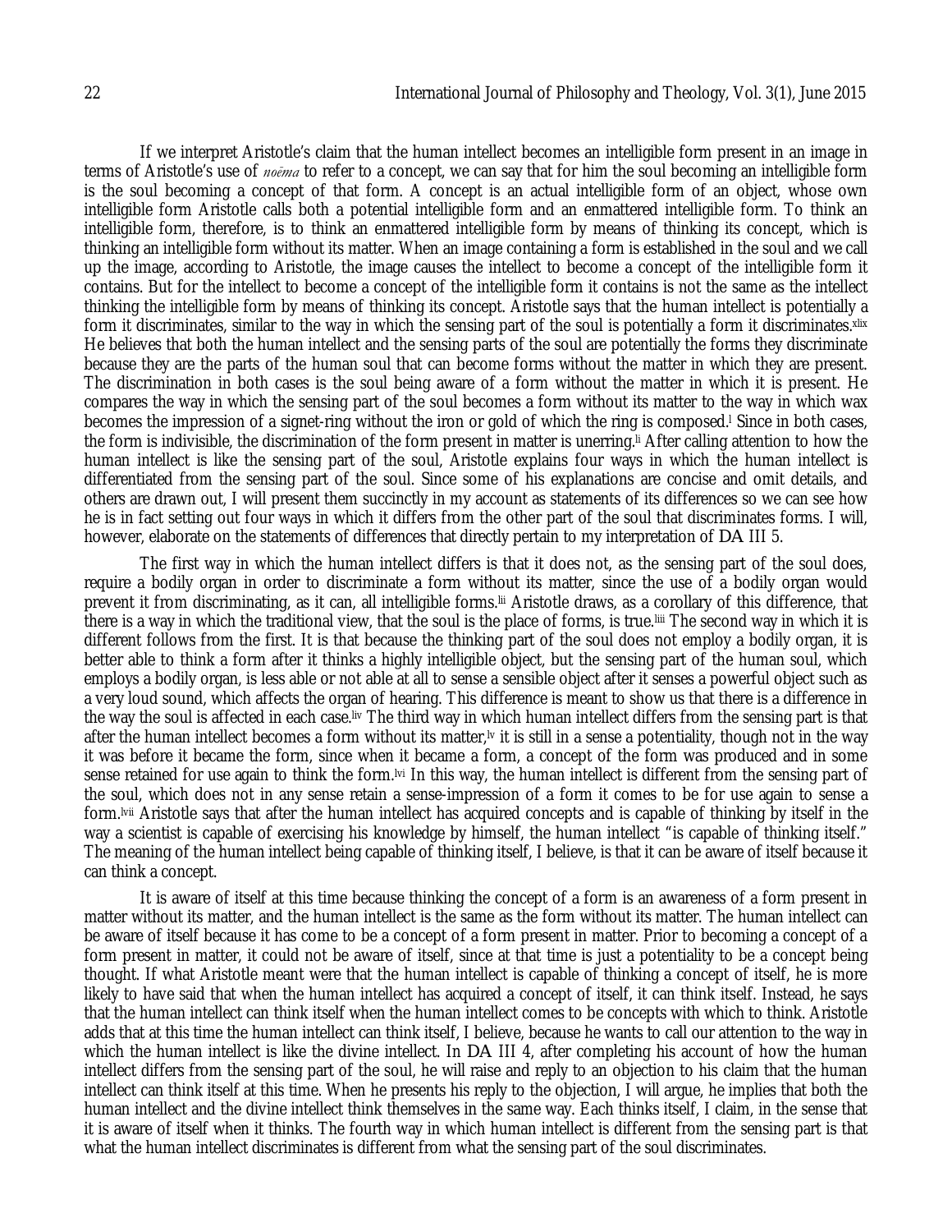If we interpret Aristotle's claim that the human intellect becomes an intelligible form present in an image in terms of Aristotle's use of *noēma* to refer to a concept, we can say that for him the soul becoming an intelligible form is the soul becoming a concept of that form. A concept is an actual intelligible form of an object, whose own intelligible form Aristotle calls both a potential intelligible form and an enmattered intelligible form. To think an intelligible form, therefore, is to think an enmattered intelligible form by means of thinking its concept, which is thinking an intelligible form without its matter. When an image containing a form is established in the soul and we call up the image, according to Aristotle, the image causes the intellect to become a concept of the intelligible form it contains. But for the intellect to become a concept of the intelligible form it contains is not the same as the intellect thinking the intelligible form by means of thinking its concept. Aristotle says that the human intellect is potentially a form it discriminates, similar to the way in which the sensing part of the soul is potentially a form it discriminates.[xlix] He believes that both the human intellect and the sensing parts of the soul are potentially the forms they discriminate because they are the parts of the human soul that can become forms without the matter in which they are present. The discrimination in both cases is the soul being aware of a form without the matter in which it is present. He compares the way in which the sensing part of the soul becomes a form without its matter to the way in which wax becomes the impression of a signet-ring without the iron or gold of which the ring is composed.[l] Since in both cases, the form is indivisible, the discrimination of the form present in matter is unerring.[li] After calling attention to how the human intellect is like the sensing part of the soul, Aristotle explains four ways in which the human intellect is differentiated from the sensing part of the soul. Since some of his explanations are concise and omit details, and others are drawn out, I will present them succinctly in my account as statements of its differences so we can see how he is in fact setting out four ways in which it differs from the other part of the soul that discriminates forms. I will, however, elaborate on the statements of differences that directly pertain to my interpretation of DA III 5.

The first way in which the human intellect differs is that it does not, as the sensing part of the soul does, require a bodily organ in order to discriminate a form without its matter, since the use of a bodily organ would prevent it from discriminating, as it can, all intelligible forms.[lii] Aristotle draws, as a corollary of this difference, that there is a way in which the traditional view, that the soul is the place of forms, is true.[liii] The second way in which it is different follows from the first. It is that because the thinking part of the soul does not employ a bodily organ, it is better able to think a form after it thinks a highly intelligible object, but the sensing part of the human soul, which employs a bodily organ, is less able or not able at all to sense a sensible object after it senses a powerful object such as a very loud sound, which affects the organ of hearing. This difference is meant to show us that there is a difference in the way the soul is affected in each case.[liv] The third way in which human intellect differs from the sensing part is that after the human intellect becomes a form without its matter,[lv] it is still in a sense a potentiality, though not in the way it was before it became the form, since when it became a form, a concept of the form was produced and in some sense retained for use again to think the form.[lvi] In this way, the human intellect is different from the sensing part of the soul, which does not in any sense retain a sense-impression of a form it comes to be for use again to sense a form.[lvii] Aristotle says that after the human intellect has acquired concepts and is capable of thinking by itself in the way a scientist is capable of exercising his knowledge by himself, the human intellect "is capable of thinking itself." The meaning of the human intellect being capable of thinking itself, I believe, is that it can be aware of itself because it can think a concept.

It is aware of itself at this time because thinking the concept of a form is an awareness of a form present in matter without its matter, and the human intellect is the same as the form without its matter. The human intellect can be aware of itself because it has come to be a concept of a form present in matter. Prior to becoming a concept of a form present in matter, it could not be aware of itself, since at that time is just a potentiality to be a concept being thought. If what Aristotle meant were that the human intellect is capable of thinking a concept of itself, he is more likely to have said that when the human intellect has acquired a concept of itself, it can think itself. Instead, he says that the human intellect can think itself when the human intellect comes to be concepts with which to think. Aristotle adds that at this time the human intellect can think itself, I believe, because he wants to call our attention to the way in which the human intellect is like the divine intellect. In DA III 4, after completing his account of how the human intellect differs from the sensing part of the soul, he will raise and reply to an objection to his claim that the human intellect can think itself at this time. When he presents his reply to the objection, I will argue, he implies that both the human intellect and the divine intellect think themselves in the same way. Each thinks itself, I claim, in the sense that it is aware of itself when it thinks. The fourth way in which human intellect is different from the sensing part is that what the human intellect discriminates is different from what the sensing part of the soul discriminates.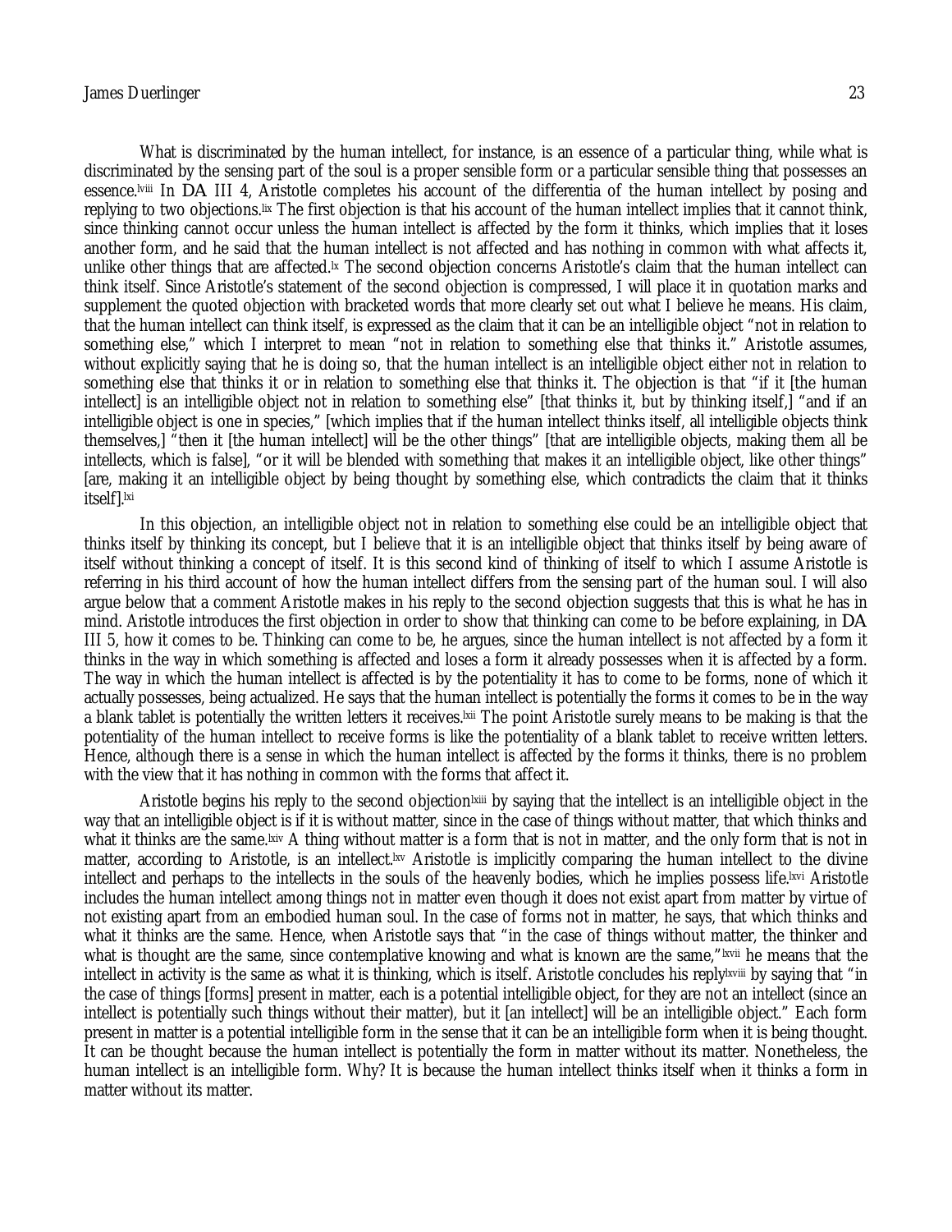What is discriminated by the human intellect, for instance, is an essence of a particular thing, while what is discriminated by the sensing part of the soul is a proper sensible form or a particular sensible thing that possesses an essence.[lviii] In DA III 4, Aristotle completes his account of the differentia of the human intellect by posing and replying to two objections.[lix] The first objection is that his account of the human intellect implies that it cannot think, since thinking cannot occur unless the human intellect is affected by the form it thinks, which implies that it loses another form, and he said that the human intellect is not affected and has nothing in common with what affects it, unlike other things that are affected.[lx] The second objection concerns Aristotle's claim that the human intellect can think itself. Since Aristotle's statement of the second objection is compressed, I will place it in quotation marks and supplement the quoted objection with bracketed words that more clearly set out what I believe he means. His claim, that the human intellect can think itself, is expressed as the claim that it can be an intelligible object "not in relation to something else," which I interpret to mean "not in relation to something else that thinks it." Aristotle assumes, without explicitly saying that he is doing so, that the human intellect is an intelligible object either not in relation to something else that thinks it or in relation to something else that thinks it. The objection is that "if it [the human intellect] is an intelligible object not in relation to something else" [that thinks it, but by thinking itself,] "and if an intelligible object is one in species," [which implies that if the human intellect thinks itself, all intelligible objects think themselves,] "then it [the human intellect] will be the other things" [that are intelligible objects, making them all be intellects, which is false], "or it will be blended with something that makes it an intelligible object, like other things" [are, making it an intelligible object by being thought by something else, which contradicts the claim that it thinks itself].[lxi]

In this objection, an intelligible object not in relation to something else could be an intelligible object that thinks itself by thinking its concept, but I believe that it is an intelligible object that thinks itself by being aware of itself without thinking a concept of itself. It is this second kind of thinking of itself to which I assume Aristotle is referring in his third account of how the human intellect differs from the sensing part of the human soul. I will also argue below that a comment Aristotle makes in his reply to the second objection suggests that this is what he has in mind. Aristotle introduces the first objection in order to show that thinking can come to be before explaining, in DA III 5, how it comes to be. Thinking can come to be, he argues, since the human intellect is not affected by a form it thinks in the way in which something is affected and loses a form it already possesses when it is affected by a form. The way in which the human intellect is affected is by the potentiality it has to come to be forms, none of which it actually possesses, being actualized. He says that the human intellect is potentially the forms it comes to be in the way a blank tablet is potentially the written letters it receives.[lxii] The point Aristotle surely means to be making is that the potentiality of the human intellect to receive forms is like the potentiality of a blank tablet to receive written letters. Hence, although there is a sense in which the human intellect is affected by the forms it thinks, there is no problem with the view that it has nothing in common with the forms that affect it.

Aristotle begins his reply to the second objection[lxiii] by saying that the intellect is an intelligible object in the way that an intelligible object is if it is without matter, since in the case of things without matter, that which thinks and what it thinks are the same.[lxiv] A thing without matter is a form that is not in matter, and the only form that is not in matter, according to Aristotle, is an intellect.[lxv] Aristotle is implicitly comparing the human intellect to the divine intellect and perhaps to the intellects in the souls of the heavenly bodies, which he implies possess life.[lxvi] Aristotle includes the human intellect among things not in matter even though it does not exist apart from matter by virtue of not existing apart from an embodied human soul. In the case of forms not in matter, he says, that which thinks and what it thinks are the same. Hence, when Aristotle says that "in the case of things without matter, the thinker and what is thought are the same, since contemplative knowing and what is known are the same,"[lxvii] he means that the intellect in activity is the same as what it is thinking, which is itself. Aristotle concludes his reply[lxviii] by saying that "in the case of things [forms] present in matter, each is a potential intelligible object, for they are not an intellect (since an intellect is potentially such things without their matter), but it [an intellect] will be an intelligible object." Each form present in matter is a potential intelligible form in the sense that it can be an intelligible form when it is being thought. It can be thought because the human intellect is potentially the form in matter without its matter. Nonetheless, the human intellect is an intelligible form. Why? It is because the human intellect thinks itself when it thinks a form in matter without its matter.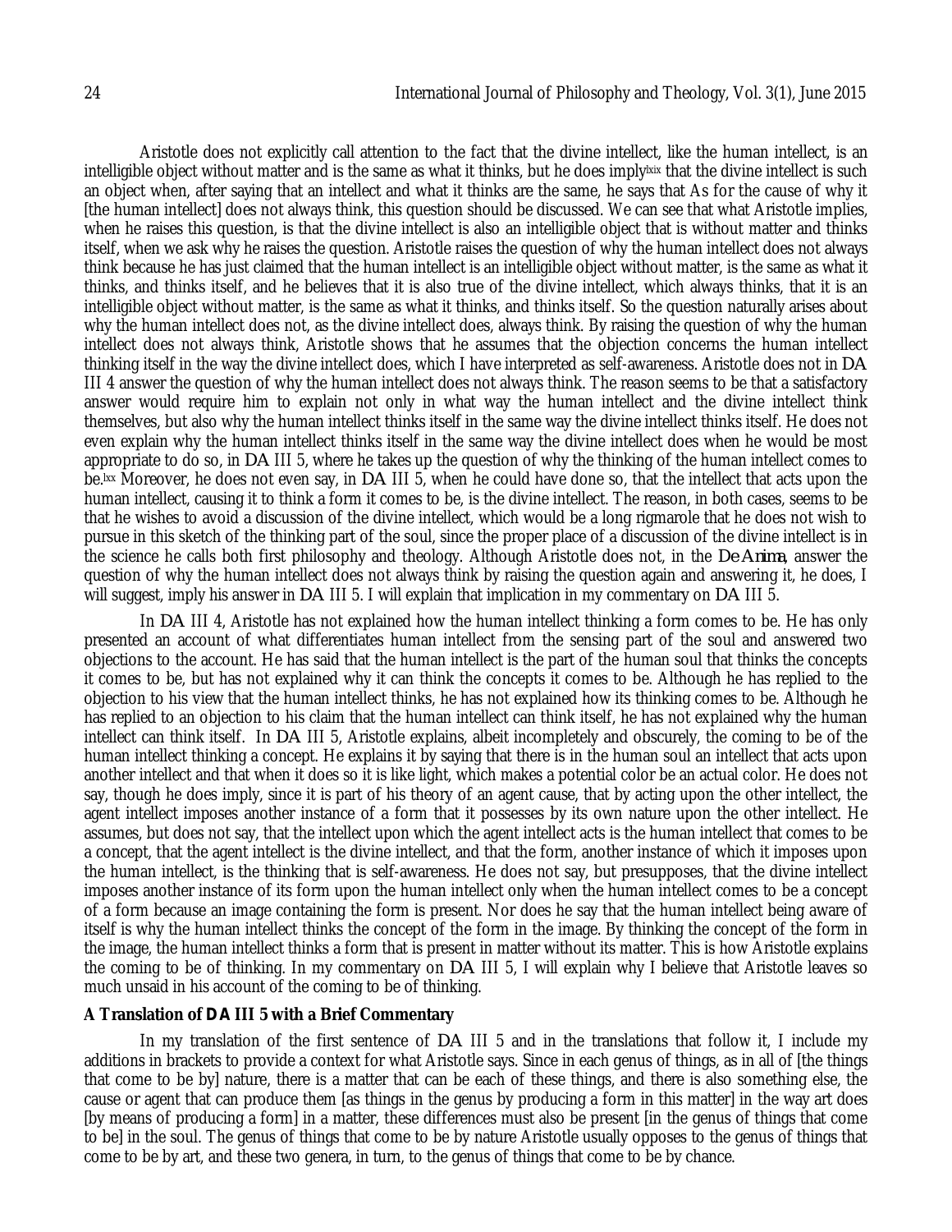Aristotle does not explicitly call attention to the fact that the divine intellect, like the human intellect, is an intelligible object without matter and is the same as what it thinks, but he does imply[lxix] that the divine intellect is such an object when, after saying that an intellect and what it thinks are the same, he says that As for the cause of why it [the human intellect] does not always think, this question should be discussed. We can see that what Aristotle implies, when he raises this question, is that the divine intellect is also an intelligible object that is without matter and thinks itself, when we ask why he raises the question. Aristotle raises the question of why the human intellect does not always think because he has just claimed that the human intellect is an intelligible object without matter, is the same as what it thinks, and thinks itself, and he believes that it is also true of the divine intellect, which always thinks, that it is an intelligible object without matter, is the same as what it thinks, and thinks itself. So the question naturally arises about why the human intellect does not, as the divine intellect does, always think. By raising the question of why the human intellect does not always think, Aristotle shows that he assumes that the objection concerns the human intellect thinking itself in the way the divine intellect does, which I have interpreted as self-awareness. Aristotle does not in DA III 4 answer the question of why the human intellect does not always think. The reason seems to be that a satisfactory answer would require him to explain not only in what way the human intellect and the divine intellect think themselves, but also why the human intellect thinks itself in the same way the divine intellect thinks itself. He does not even explain why the human intellect thinks itself in the same way the divine intellect does when he would be most appropriate to do so, in DA III 5, where he takes up the question of why the thinking of the human intellect comes to be.[lxx] Moreover, he does not even say, in DA III 5, when he could have done so, that the intellect that acts upon the human intellect, causing it to think a form it comes to be, is the divine intellect. The reason, in both cases, seems to be that he wishes to avoid a discussion of the divine intellect, which would be a long rigmarole that he does not wish to pursue in this sketch of the thinking part of the soul, since the proper place of a discussion of the divine intellect is in the science he calls both first philosophy and theology. Although Aristotle does not, in the *De Anima*, answer the question of why the human intellect does not always think by raising the question again and answering it, he does, I will suggest, imply his answer in DA III 5. I will explain that implication in my commentary on DA III 5.

In DA III 4, Aristotle has not explained how the human intellect thinking a form comes to be. He has only presented an account of what differentiates human intellect from the sensing part of the soul and answered two objections to the account. He has said that the human intellect is the part of the human soul that thinks the concepts it comes to be, but has not explained why it can think the concepts it comes to be. Although he has replied to the objection to his view that the human intellect thinks, he has not explained how its thinking comes to be. Although he has replied to an objection to his claim that the human intellect can think itself, he has not explained why the human intellect can think itself. In DA III 5, Aristotle explains, albeit incompletely and obscurely, the coming to be of the human intellect thinking a concept. He explains it by saying that there is in the human soul an intellect that acts upon another intellect and that when it does so it is like light, which makes a potential color be an actual color. He does not say, though he does imply, since it is part of his theory of an agent cause, that by acting upon the other intellect, the agent intellect imposes another instance of a form that it possesses by its own nature upon the other intellect. He assumes, but does not say, that the intellect upon which the agent intellect acts is the human intellect that comes to be a concept, that the agent intellect is the divine intellect, and that the form, another instance of which it imposes upon the human intellect, is the thinking that is self-awareness. He does not say, but presupposes, that the divine intellect imposes another instance of its form upon the human intellect only when the human intellect comes to be a concept of a form because an image containing the form is present. Nor does he say that the human intellect being aware of itself is why the human intellect thinks the concept of the form in the image. By thinking the concept of the form in the image, the human intellect thinks a form that is present in matter without its matter. This is how Aristotle explains the coming to be of thinking. In my commentary on DA III 5, I will explain why I believe that Aristotle leaves so much unsaid in his account of the coming to be of thinking.

**A Translation of DA III 5 with a Brief Commentary**

In my translation of the first sentence of DA III 5 and in the translations that follow it, I include my additions in brackets to provide a context for what Aristotle says. Since in each genus of things, as in all of [the things that come to be by] nature, there is a matter that can be each of these things, and there is also something else, the cause or agent that can produce them [as things in the genus by producing a form in this matter] in the way art does [by means of producing a form] in a matter, these differences must also be present [in the genus of things that come to be] in the soul. The genus of things that come to be by nature Aristotle usually opposes to the genus of things that come to be by art, and these two genera, in turn, to the genus of things that come to be by chance.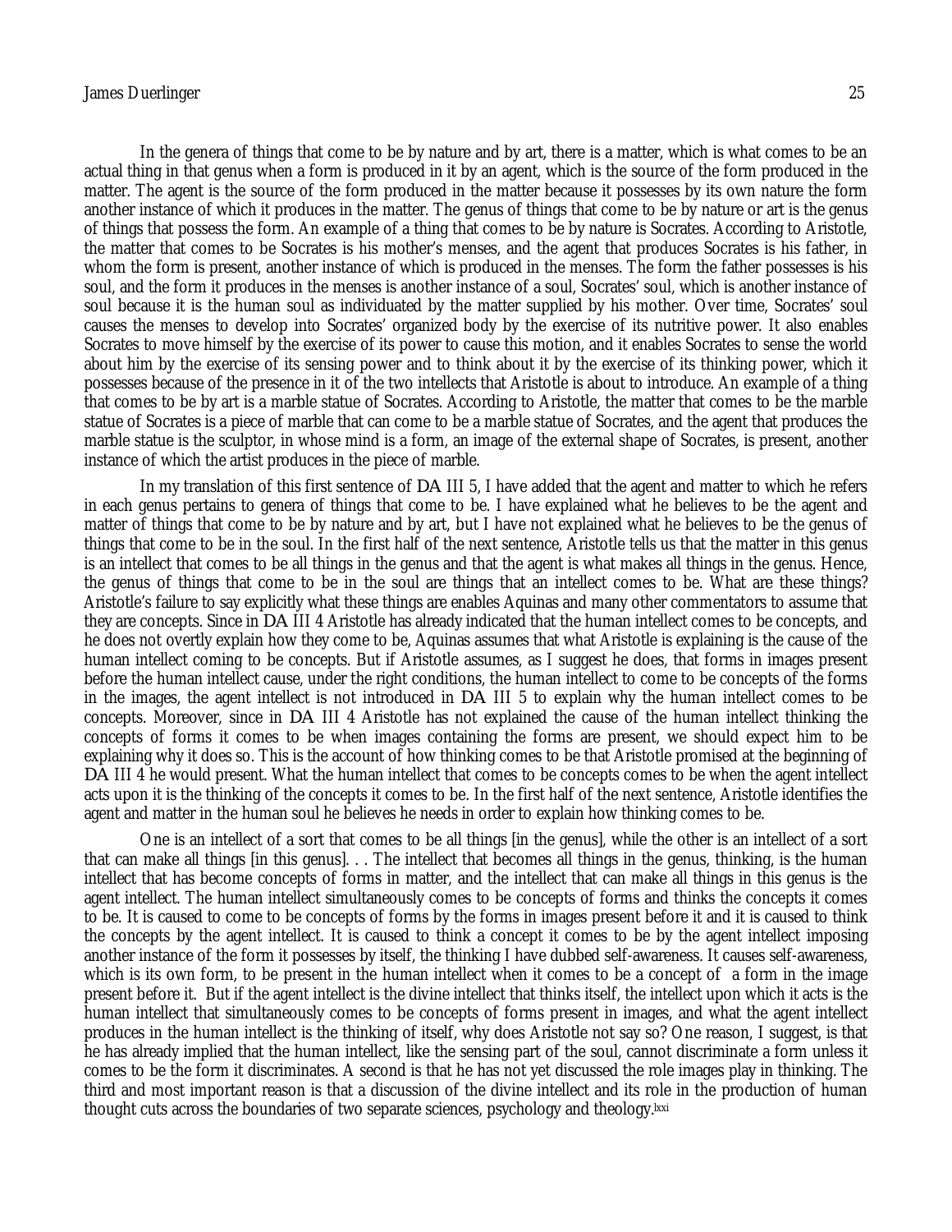In the genera of things that come to be by nature and by art, there is a matter, which is what comes to be an actual thing in that genus when a form is produced in it by an agent, which is the source of the form produced in the matter. The agent is the source of the form produced in the matter because it possesses by its own nature the form another instance of which it produces in the matter. The genus of things that come to be by nature or art is the genus of things that possess the form. An example of a thing that comes to be by nature is Socrates. According to Aristotle, the matter that comes to be Socrates is his mother's menses, and the agent that produces Socrates is his father, in whom the form is present, another instance of which is produced in the menses. The form the father possesses is his soul, and the form it produces in the menses is another instance of a soul, Socrates' soul, which is another instance of soul because it is the human soul as individuated by the matter supplied by his mother. Over time, Socrates' soul causes the menses to develop into Socrates' organized body by the exercise of its nutritive power. It also enables Socrates to move himself by the exercise of its power to cause this motion, and it enables Socrates to sense the world about him by the exercise of its sensing power and to think about it by the exercise of its thinking power, which it possesses because of the presence in it of the two intellects that Aristotle is about to introduce. An example of a thing that comes to be by art is a marble statue of Socrates. According to Aristotle, the matter that comes to be the marble statue of Socrates is a piece of marble that can come to be a marble statue of Socrates, and the agent that produces the marble statue is the sculptor, in whose mind is a form, an image of the external shape of Socrates, is present, another instance of which the artist produces in the piece of marble.

In my translation of this first sentence of DA III 5, I have added that the agent and matter to which he refers in each genus pertains to genera of things that come to be. I have explained what he believes to be the agent and matter of things that come to be by nature and by art, but I have not explained what he believes to be the genus of things that come to be in the soul. In the first half of the next sentence, Aristotle tells us that the matter in this genus is an intellect that comes to be all things in the genus and that the agent is what makes all things in the genus. Hence, the genus of things that come to be in the soul are things that an intellect comes to be. What are these things? Aristotle's failure to say explicitly what these things are enables Aquinas and many other commentators to assume that they are concepts. Since in DA III 4 Aristotle has already indicated that the human intellect comes to be concepts, and he does not overtly explain how they come to be, Aquinas assumes that what Aristotle is explaining is the cause of the human intellect coming to be concepts. But if Aristotle assumes, as I suggest he does, that forms in images present before the human intellect cause, under the right conditions, the human intellect to come to be concepts of the forms in the images, the agent intellect is not introduced in DA III 5 to explain why the human intellect comes to be concepts. Moreover, since in DA III 4 Aristotle has not explained the cause of the human intellect thinking the concepts of forms it comes to be when images containing the forms are present, we should expect him to be explaining why it does so. This is the account of how thinking comes to be that Aristotle promised at the beginning of DA III 4 he would present. What the human intellect that comes to be concepts comes to be when the agent intellect acts upon it is the thinking of the concepts it comes to be. In the first half of the next sentence, Aristotle identifies the agent and matter in the human soul he believes he needs in order to explain how thinking comes to be.

One is an intellect of a sort that comes to be all things [in the genus], while the other is an intellect of a sort that can make all things [in this genus]. . . The intellect that becomes all things in the genus, thinking, is the human intellect that has become concepts of forms in matter, and the intellect that can make all things in this genus is the agent intellect. The human intellect simultaneously comes to be concepts of forms and thinks the concepts it comes to be. It is caused to come to be concepts of forms by the forms in images present before it and it is caused to think the concepts by the agent intellect. It is caused to think a concept it comes to be by the agent intellect imposing another instance of the form it possesses by itself, the thinking I have dubbed self-awareness. It causes self-awareness, which is its own form, to be present in the human intellect when it comes to be a concept of a form in the image present before it. But if the agent intellect is the divine intellect that thinks itself, the intellect upon which it acts is the human intellect that simultaneously comes to be concepts of forms present in images, and what the agent intellect produces in the human intellect is the thinking of itself, why does Aristotle not say so? One reason, I suggest, is that he has already implied that the human intellect, like the sensing part of the soul, cannot discriminate a form unless it comes to be the form it discriminates. A second is that he has not yet discussed the role images play in thinking. The third and most important reason is that a discussion of the divine intellect and its role in the production of human thought cuts across the boundaries of two separate sciences, psychology and theology.[lxxi]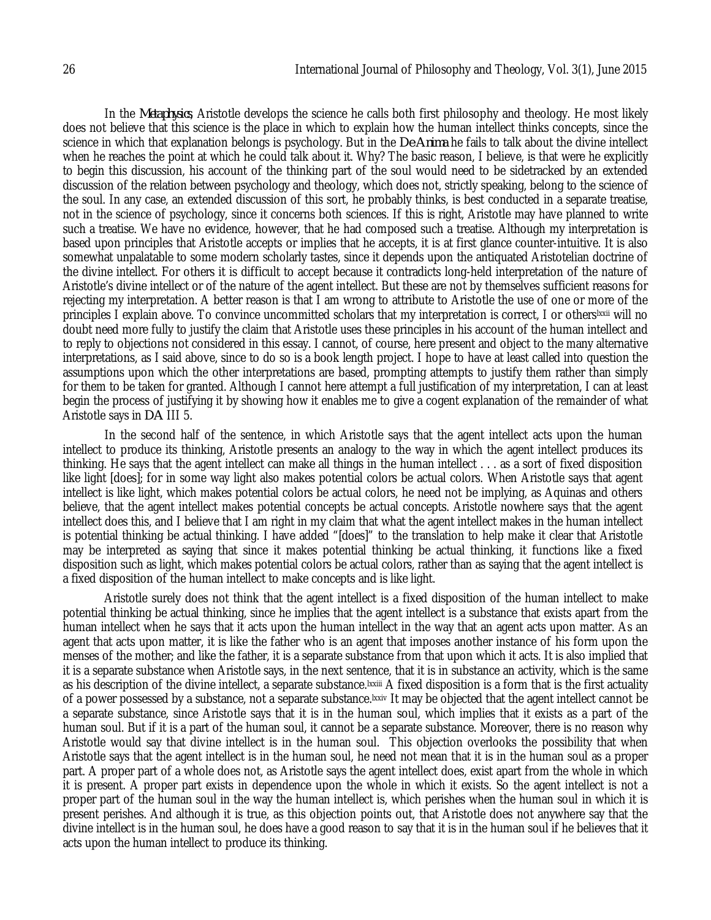In the *Metaphysics*, Aristotle develops the science he calls both first philosophy and theology. He most likely does not believe that this science is the place in which to explain how the human intellect thinks concepts, since the science in which that explanation belongs is psychology. But in the *De Anima* he fails to talk about the divine intellect when he reaches the point at which he could talk about it. Why? The basic reason, I believe, is that were he explicitly to begin this discussion, his account of the thinking part of the soul would need to be sidetracked by an extended discussion of the relation between psychology and theology, which does not, strictly speaking, belong to the science of the soul. In any case, an extended discussion of this sort, he probably thinks, is best conducted in a separate treatise, not in the science of psychology, since it concerns both sciences. If this is right, Aristotle may have planned to write such a treatise. We have no evidence, however, that he had composed such a treatise. Although my interpretation is based upon principles that Aristotle accepts or implies that he accepts, it is at first glance counter-intuitive. It is also somewhat unpalatable to some modern scholarly tastes, since it depends upon the antiquated Aristotelian doctrine of the divine intellect. For others it is difficult to accept because it contradicts long-held interpretation of the nature of Aristotle's divine intellect or of the nature of the agent intellect. But these are not by themselves sufficient reasons for rejecting my interpretation. A better reason is that I am wrong to attribute to Aristotle the use of one or more of the principles I explain above. To convince uncommitted scholars that my interpretation is correct, I or others[lxxii] will no doubt need more fully to justify the claim that Aristotle uses these principles in his account of the human intellect and to reply to objections not considered in this essay. I cannot, of course, here present and object to the many alternative interpretations, as I said above, since to do so is a book length project. I hope to have at least called into question the assumptions upon which the other interpretations are based, prompting attempts to justify them rather than simply for them to be taken for granted. Although I cannot here attempt a full justification of my interpretation, I can at least begin the process of justifying it by showing how it enables me to give a cogent explanation of the remainder of what Aristotle says in *DA* III 5.

In the second half of the sentence, in which Aristotle says that the agent intellect acts upon the human intellect to produce its thinking, Aristotle presents an analogy to the way in which the agent intellect produces its thinking. He says that the agent intellect can make all things in the human intellect . . . as a sort of fixed disposition like light [does]; for in some way light also makes potential colors be actual colors. When Aristotle says that agent intellect is like light, which makes potential colors be actual colors, he need not be implying, as Aquinas and others believe, that the agent intellect makes potential concepts be actual concepts. Aristotle nowhere says that the agent intellect does this, and I believe that I am right in my claim that what the agent intellect makes in the human intellect is potential thinking be actual thinking. I have added "[does]" to the translation to help make it clear that Aristotle may be interpreted as saying that since it makes potential thinking be actual thinking, it functions like a fixed disposition such as light, which makes potential colors be actual colors, rather than as saying that the agent intellect is a fixed disposition of the human intellect to make concepts and is like light.

Aristotle surely does not think that the agent intellect is a fixed disposition of the human intellect to make potential thinking be actual thinking, since he implies that the agent intellect is a substance that exists apart from the human intellect when he says that it acts upon the human intellect in the way that an agent acts upon matter. As an agent that acts upon matter, it is like the father who is an agent that imposes another instance of his form upon the menses of the mother; and like the father, it is a separate substance from that upon which it acts. It is also implied that it is a separate substance when Aristotle says, in the next sentence, that it is in substance an activity, which is the same as his description of the divine intellect, a separate substance.[lxxiii] A fixed disposition is a form that is the first actuality of a power possessed by a substance, not a separate substance.[lxxiv] It may be objected that the agent intellect cannot be a separate substance, since Aristotle says that it is in the human soul, which implies that it exists as a part of the human soul. But if it is a part of the human soul, it cannot be a separate substance. Moreover, there is no reason why Aristotle would say that divine intellect is in the human soul. This objection overlooks the possibility that when Aristotle says that the agent intellect is in the human soul, he need not mean that it is in the human soul as a proper part. A proper part of a whole does not, as Aristotle says the agent intellect does, exist apart from the whole in which it is present. A proper part exists in dependence upon the whole in which it exists. So the agent intellect is not a proper part of the human soul in the way the human intellect is, which perishes when the human soul in which it is present perishes. And although it is true, as this objection points out, that Aristotle does not anywhere say that the divine intellect is in the human soul, he does have a good reason to say that it is in the human soul if he believes that it acts upon the human intellect to produce its thinking.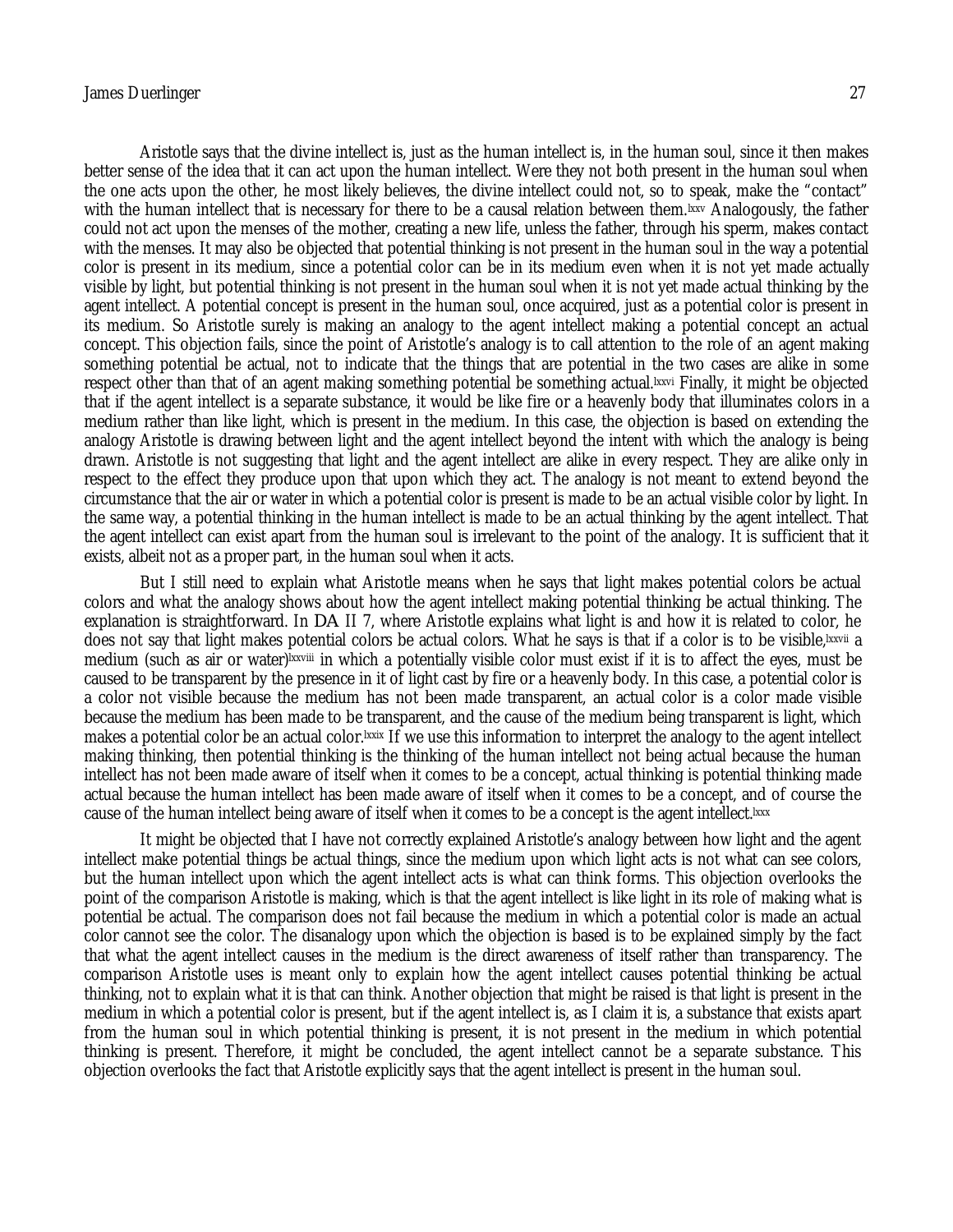Aristotle says that the divine intellect is, just as the human intellect is, in the human soul, since it then makes better sense of the idea that it can act upon the human intellect. Were they not both present in the human soul when the one acts upon the other, he most likely believes, the divine intellect could not, so to speak, make the "contact" with the human intellect that is necessary for there to be a causal relation between them.[lxxv] Analogously, the father could not act upon the menses of the mother, creating a new life, unless the father, through his sperm, makes contact with the menses. It may also be objected that potential thinking is not present in the human soul in the way a potential color is present in its medium, since a potential color can be in its medium even when it is not yet made actually visible by light, but potential thinking is not present in the human soul when it is not yet made actual thinking by the agent intellect. A potential concept is present in the human soul, once acquired, just as a potential color is present in its medium. So Aristotle surely is making an analogy to the agent intellect making a potential concept an actual concept. This objection fails, since the point of Aristotle's analogy is to call attention to the role of an agent making something potential be actual, not to indicate that the things that are potential in the two cases are alike in some respect other than that of an agent making something potential be something actual.[lxxvi] Finally, it might be objected that if the agent intellect is a separate substance, it would be like fire or a heavenly body that illuminates colors in a medium rather than like light, which is present in the medium. In this case, the objection is based on extending the analogy Aristotle is drawing between light and the agent intellect beyond the intent with which the analogy is being drawn. Aristotle is not suggesting that light and the agent intellect are alike in every respect. They are alike only in respect to the effect they produce upon that upon which they act. The analogy is not meant to extend beyond the circumstance that the air or water in which a potential color is present is made to be an actual visible color by light. In the same way, a potential thinking in the human intellect is made to be an actual thinking by the agent intellect. That the agent intellect can exist apart from the human soul is irrelevant to the point of the analogy. It is sufficient that it exists, albeit not as a proper part, in the human soul when it acts.

But I still need to explain what Aristotle means when he says that light makes potential colors be actual colors and what the analogy shows about how the agent intellect making potential thinking be actual thinking. The explanation is straightforward. In DA II 7, where Aristotle explains what light is and how it is related to color, he does not say that light makes potential colors be actual colors. What he says is that if a color is to be visible,[lxxvii] a medium (such as air or water)[lxxviii] in which a potentially visible color must exist if it is to affect the eyes, must be caused to be transparent by the presence in it of light cast by fire or a heavenly body. In this case, a potential color is a color not visible because the medium has not been made transparent, an actual color is a color made visible because the medium has been made to be transparent, and the cause of the medium being transparent is light, which makes a potential color be an actual color.[lxxix] If we use this information to interpret the analogy to the agent intellect making thinking, then potential thinking is the thinking of the human intellect not being actual because the human intellect has not been made aware of itself when it comes to be a concept, actual thinking is potential thinking made actual because the human intellect has been made aware of itself when it comes to be a concept, and of course the cause of the human intellect being aware of itself when it comes to be a concept is the agent intellect.[lxxx]

It might be objected that I have not correctly explained Aristotle's analogy between how light and the agent intellect make potential things be actual things, since the medium upon which light acts is not what can see colors, but the human intellect upon which the agent intellect acts is what can think forms. This objection overlooks the point of the comparison Aristotle is making, which is that the agent intellect is like light in its role of making what is potential be actual. The comparison does not fail because the medium in which a potential color is made an actual color cannot see the color. The disanalogy upon which the objection is based is to be explained simply by the fact that what the agent intellect causes in the medium is the direct awareness of itself rather than transparency. The comparison Aristotle uses is meant only to explain how the agent intellect causes potential thinking be actual thinking, not to explain what it is that can think. Another objection that might be raised is that light is present in the medium in which a potential color is present, but if the agent intellect is, as I claim it is, a substance that exists apart from the human soul in which potential thinking is present, it is not present in the medium in which potential thinking is present. Therefore, it might be concluded, the agent intellect cannot be a separate substance. This objection overlooks the fact that Aristotle explicitly says that the agent intellect is present in the human soul.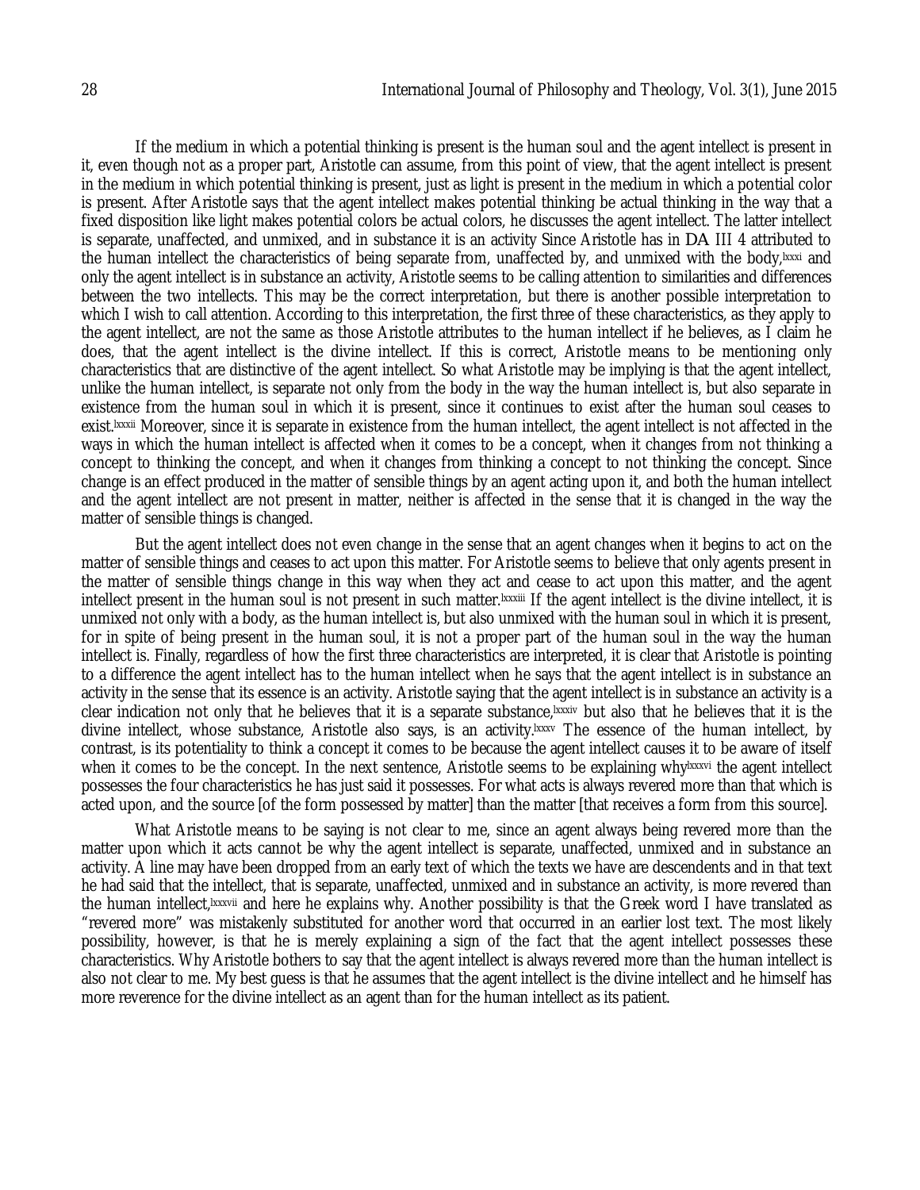If the medium in which a potential thinking is present is the human soul and the agent intellect is present in it, even though not as a proper part, Aristotle can assume, from this point of view, that the agent intellect is present in the medium in which potential thinking is present, just as light is present in the medium in which a potential color is present. After Aristotle says that the agent intellect makes potential thinking be actual thinking in the way that a fixed disposition like light makes potential colors be actual colors, he discusses the agent intellect. The latter intellect is separate, unaffected, and unmixed, and in substance it is an activity Since Aristotle has in DA III 4 attributed to the human intellect the characteristics of being separate from, unaffected by, and unmixed with the body,[lxxxi] and only the agent intellect is in substance an activity, Aristotle seems to be calling attention to similarities and differences between the two intellects. This may be the correct interpretation, but there is another possible interpretation to which I wish to call attention. According to this interpretation, the first three of these characteristics, as they apply to the agent intellect, are not the same as those Aristotle attributes to the human intellect if he believes, as I claim he does, that the agent intellect is the divine intellect. If this is correct, Aristotle means to be mentioning only characteristics that are distinctive of the agent intellect. So what Aristotle may be implying is that the agent intellect, unlike the human intellect, is separate not only from the body in the way the human intellect is, but also separate in existence from the human soul in which it is present, since it continues to exist after the human soul ceases to exist.[lxxxii] Moreover, since it is separate in existence from the human intellect, the agent intellect is not affected in the ways in which the human intellect is affected when it comes to be a concept, when it changes from not thinking a concept to thinking the concept, and when it changes from thinking a concept to not thinking the concept. Since change is an effect produced in the matter of sensible things by an agent acting upon it, and both the human intellect and the agent intellect are not present in matter, neither is affected in the sense that it is changed in the way the matter of sensible things is changed.

But the agent intellect does not even change in the sense that an agent changes when it begins to act on the matter of sensible things and ceases to act upon this matter. For Aristotle seems to believe that only agents present in the matter of sensible things change in this way when they act and cease to act upon this matter, and the agent intellect present in the human soul is not present in such matter.[lxxxiii] If the agent intellect is the divine intellect, it is unmixed not only with a body, as the human intellect is, but also unmixed with the human soul in which it is present, for in spite of being present in the human soul, it is not a proper part of the human soul in the way the human intellect is. Finally, regardless of how the first three characteristics are interpreted, it is clear that Aristotle is pointing to a difference the agent intellect has to the human intellect when he says that the agent intellect is in substance an activity in the sense that its essence is an activity. Aristotle saying that the agent intellect is in substance an activity is a clear indication not only that he believes that it is a separate substance,[lxxxiv] but also that he believes that it is the divine intellect, whose substance, Aristotle also says, is an activity.[lxxxv] The essence of the human intellect, by contrast, is its potentiality to think a concept it comes to be because the agent intellect causes it to be aware of itself when it comes to be the concept. In the next sentence, Aristotle seems to be explaining why[lxxxvi] the agent intellect possesses the four characteristics he has just said it possesses. For what acts is always revered more than that which is acted upon, and the source [of the form possessed by matter] than the matter [that receives a form from this source].

What Aristotle means to be saying is not clear to me, since an agent always being revered more than the matter upon which it acts cannot be why the agent intellect is separate, unaffected, unmixed and in substance an activity. A line may have been dropped from an early text of which the texts we have are descendents and in that text he had said that the intellect, that is separate, unaffected, unmixed and in substance an activity, is more revered than the human intellect,[lxxxvii] and here he explains why. Another possibility is that the Greek word I have translated as "revered more" was mistakenly substituted for another word that occurred in an earlier lost text. The most likely possibility, however, is that he is merely explaining a sign of the fact that the agent intellect possesses these characteristics. Why Aristotle bothers to say that the agent intellect is always revered more than the human intellect is also not clear to me. My best guess is that he assumes that the agent intellect is the divine intellect and he himself has more reverence for the divine intellect as an agent than for the human intellect as its patient.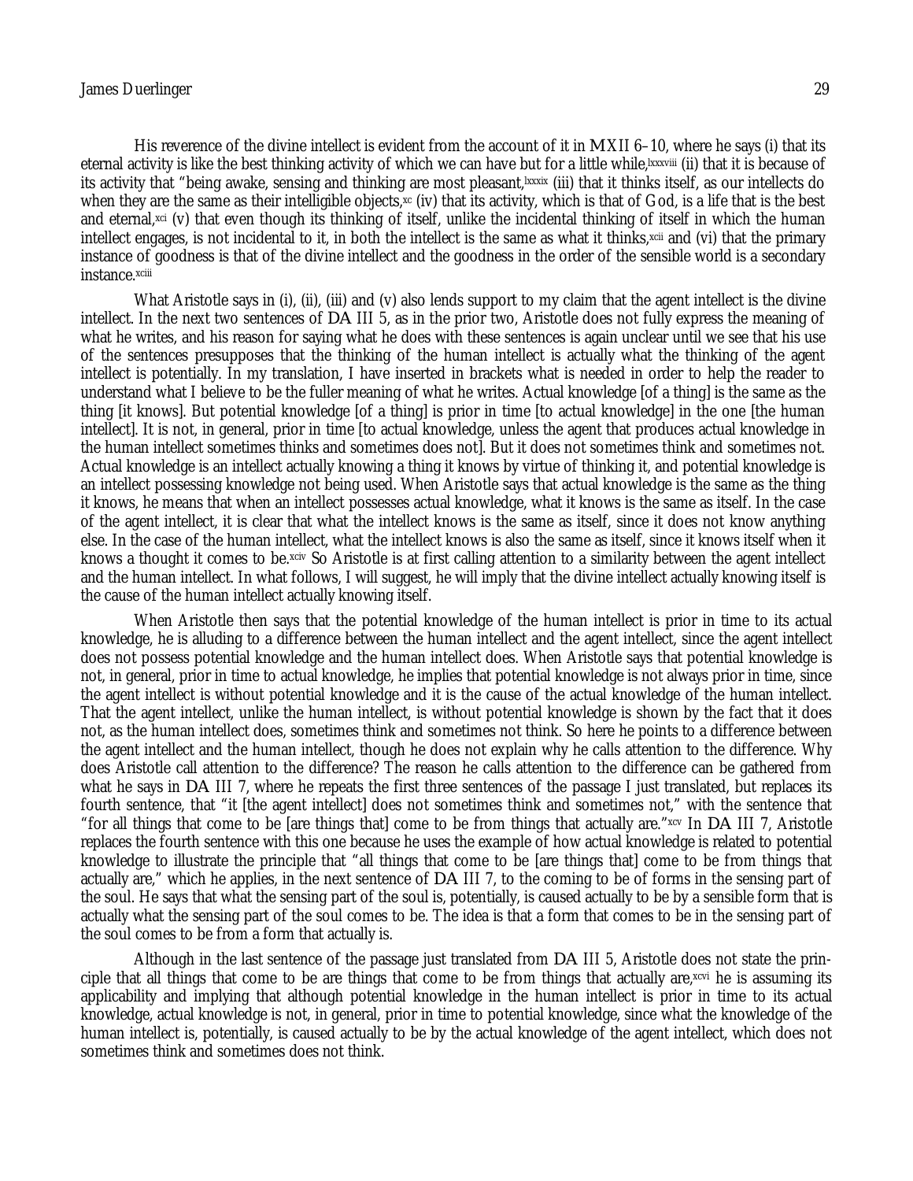His reverence of the divine intellect is evident from the account of it in MXII 6–10, where he says (i) that its eternal activity is like the best thinking activity of which we can have but for a little while,[lxxxviii] (ii) that it is because of its activity that "being awake, sensing and thinking are most pleasant,[lxxxix] (iii) that it thinks itself, as our intellects do when they are the same as their intelligible objects,[xc] (iv) that its activity, which is that of God, is a life that is the best and eternal,[xci] (v) that even though its thinking of itself, unlike the incidental thinking of itself in which the human intellect engages, is not incidental to it, in both the intellect is the same as what it thinks,[xcii] and (vi) that the primary instance of goodness is that of the divine intellect and the goodness in the order of the sensible world is a secondary instance.[xciii]

What Aristotle says in (i), (ii), (iii) and (v) also lends support to my claim that the agent intellect is the divine intellect. In the next two sentences of DA III 5, as in the prior two, Aristotle does not fully express the meaning of what he writes, and his reason for saying what he does with these sentences is again unclear until we see that his use of the sentences presupposes that the thinking of the human intellect is actually what the thinking of the agent intellect is potentially. In my translation, I have inserted in brackets what is needed in order to help the reader to understand what I believe to be the fuller meaning of what he writes. Actual knowledge [of a thing] is the same as the thing [it knows]. But potential knowledge [of a thing] is prior in time [to actual knowledge] in the one [the human intellect]. It is not, in general, prior in time [to actual knowledge, unless the agent that produces actual knowledge in the human intellect sometimes thinks and sometimes does not]. But it does not sometimes think and sometimes not. Actual knowledge is an intellect actually knowing a thing it knows by virtue of thinking it, and potential knowledge is an intellect possessing knowledge not being used. When Aristotle says that actual knowledge is the same as the thing it knows, he means that when an intellect possesses actual knowledge, what it knows is the same as itself. In the case of the agent intellect, it is clear that what the intellect knows is the same as itself, since it does not know anything else. In the case of the human intellect, what the intellect knows is also the same as itself, since it knows itself when it knows a thought it comes to be.[xciv] So Aristotle is at first calling attention to a similarity between the agent intellect and the human intellect. In what follows, I will suggest, he will imply that the divine intellect actually knowing itself is the cause of the human intellect actually knowing itself.

When Aristotle then says that the potential knowledge of the human intellect is prior in time to its actual knowledge, he is alluding to a difference between the human intellect and the agent intellect, since the agent intellect does not possess potential knowledge and the human intellect does. When Aristotle says that potential knowledge is not, in general, prior in time to actual knowledge, he implies that potential knowledge is not always prior in time, since the agent intellect is without potential knowledge and it is the cause of the actual knowledge of the human intellect. That the agent intellect, unlike the human intellect, is without potential knowledge is shown by the fact that it does not, as the human intellect does, sometimes think and sometimes not think. So here he points to a difference between the agent intellect and the human intellect, though he does not explain why he calls attention to the difference. Why does Aristotle call attention to the difference? The reason he calls attention to the difference can be gathered from what he says in DA III 7, where he repeats the first three sentences of the passage I just translated, but replaces its fourth sentence, that "it [the agent intellect] does not sometimes think and sometimes not," with the sentence that "for all things that come to be [are things that] come to be from things that actually are."[xcv] In DA III 7, Aristotle replaces the fourth sentence with this one because he uses the example of how actual knowledge is related to potential knowledge to illustrate the principle that "all things that come to be [are things that] come to be from things that actually are," which he applies, in the next sentence of DA III 7, to the coming to be of forms in the sensing part of the soul. He says that what the sensing part of the soul is, potentially, is caused actually to be by a sensible form that is actually what the sensing part of the soul comes to be. The idea is that a form that comes to be in the sensing part of the soul comes to be from a form that actually is.

Although in the last sentence of the passage just translated from DA III 5, Aristotle does not state the principle that all things that come to be are things that come to be from things that actually are,[xcvi] he is assuming its applicability and implying that although potential knowledge in the human intellect is prior in time to its actual knowledge, actual knowledge is not, in general, prior in time to potential knowledge, since what the knowledge of the human intellect is, potentially, is caused actually to be by the actual knowledge of the agent intellect, which does not sometimes think and sometimes does not think.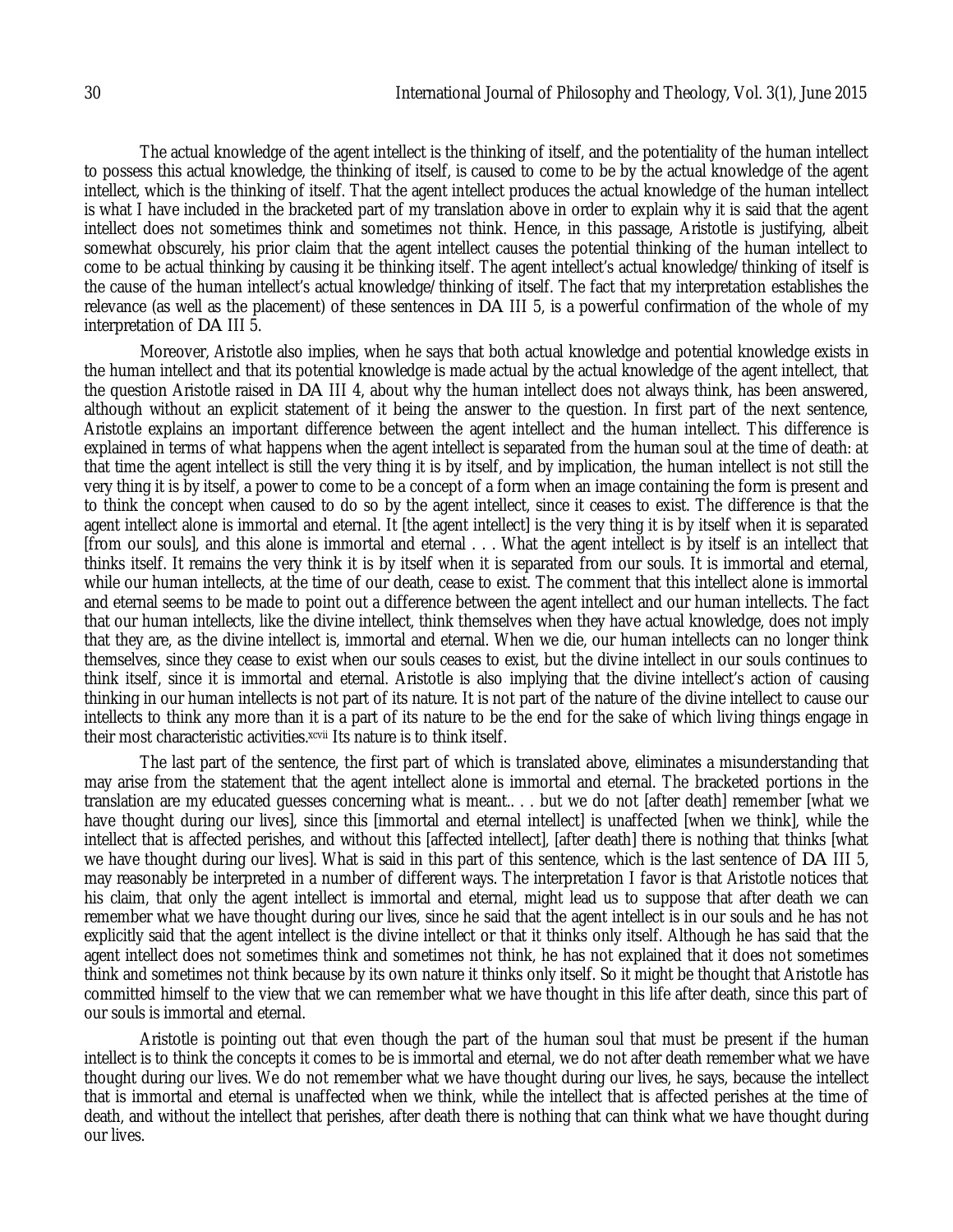The actual knowledge of the agent intellect is the thinking of itself, and the potentiality of the human intellect to possess this actual knowledge, the thinking of itself, is caused to come to be by the actual knowledge of the agent intellect, which is the thinking of itself. That the agent intellect produces the actual knowledge of the human intellect is what I have included in the bracketed part of my translation above in order to explain why it is said that the agent intellect does not sometimes think and sometimes not think. Hence, in this passage, Aristotle is justifying, albeit somewhat obscurely, his prior claim that the agent intellect causes the potential thinking of the human intellect to come to be actual thinking by causing it be thinking itself. The agent intellect's actual knowledge/thinking of itself is the cause of the human intellect's actual knowledge/thinking of itself. The fact that my interpretation establishes the relevance (as well as the placement) of these sentences in DA III 5, is a powerful confirmation of the whole of my interpretation of DA III 5.

Moreover, Aristotle also implies, when he says that both actual knowledge and potential knowledge exists in the human intellect and that its potential knowledge is made actual by the actual knowledge of the agent intellect, that the question Aristotle raised in DA III 4, about why the human intellect does not always think, has been answered, although without an explicit statement of it being the answer to the question. In first part of the next sentence, Aristotle explains an important difference between the agent intellect and the human intellect. This difference is explained in terms of what happens when the agent intellect is separated from the human soul at the time of death: at that time the agent intellect is still the very thing it is by itself, and by implication, the human intellect is not still the very thing it is by itself, a power to come to be a concept of a form when an image containing the form is present and to think the concept when caused to do so by the agent intellect, since it ceases to exist. The difference is that the agent intellect alone is immortal and eternal. It [the agent intellect] is the very thing it is by itself when it is separated [from our souls], and this alone is immortal and eternal . . . What the agent intellect is by itself is an intellect that thinks itself. It remains the very think it is by itself when it is separated from our souls. It is immortal and eternal, while our human intellects, at the time of our death, cease to exist. The comment that this intellect alone is immortal and eternal seems to be made to point out a difference between the agent intellect and our human intellects. The fact that our human intellects, like the divine intellect, think themselves when they have actual knowledge, does not imply that they are, as the divine intellect is, immortal and eternal. When we die, our human intellects can no longer think themselves, since they cease to exist when our souls ceases to exist, but the divine intellect in our souls continues to think itself, since it is immortal and eternal. Aristotle is also implying that the divine intellect's action of causing thinking in our human intellects is not part of its nature. It is not part of the nature of the divine intellect to cause our intellects to think any more than it is a part of its nature to be the end for the sake of which living things engage in their most characteristic activities.[xcvii] Its nature is to think itself.

The last part of the sentence, the first part of which is translated above, eliminates a misunderstanding that may arise from the statement that the agent intellect alone is immortal and eternal. The bracketed portions in the translation are my educated guesses concerning what is meant.. . . but we do not [after death] remember [what we have thought during our lives], since this [immortal and eternal intellect] is unaffected [when we think], while the intellect that is affected perishes, and without this [affected intellect], [after death] there is nothing that thinks [what we have thought during our lives]. What is said in this part of this sentence, which is the last sentence of DA III 5, may reasonably be interpreted in a number of different ways. The interpretation I favor is that Aristotle notices that his claim, that only the agent intellect is immortal and eternal, might lead us to suppose that after death we can remember what we have thought during our lives, since he said that the agent intellect is in our souls and he has not explicitly said that the agent intellect is the divine intellect or that it thinks only itself. Although he has said that the agent intellect does not sometimes think and sometimes not think, he has not explained that it does not sometimes think and sometimes not think because by its own nature it thinks only itself. So it might be thought that Aristotle has committed himself to the view that we can remember what we have thought in this life after death, since this part of our souls is immortal and eternal.

Aristotle is pointing out that even though the part of the human soul that must be present if the human intellect is to think the concepts it comes to be is immortal and eternal, we do not after death remember what we have thought during our lives. We do not remember what we have thought during our lives, he says, because the intellect that is immortal and eternal is unaffected when we think, while the intellect that is affected perishes at the time of death, and without the intellect that perishes, after death there is nothing that can think what we have thought during our lives.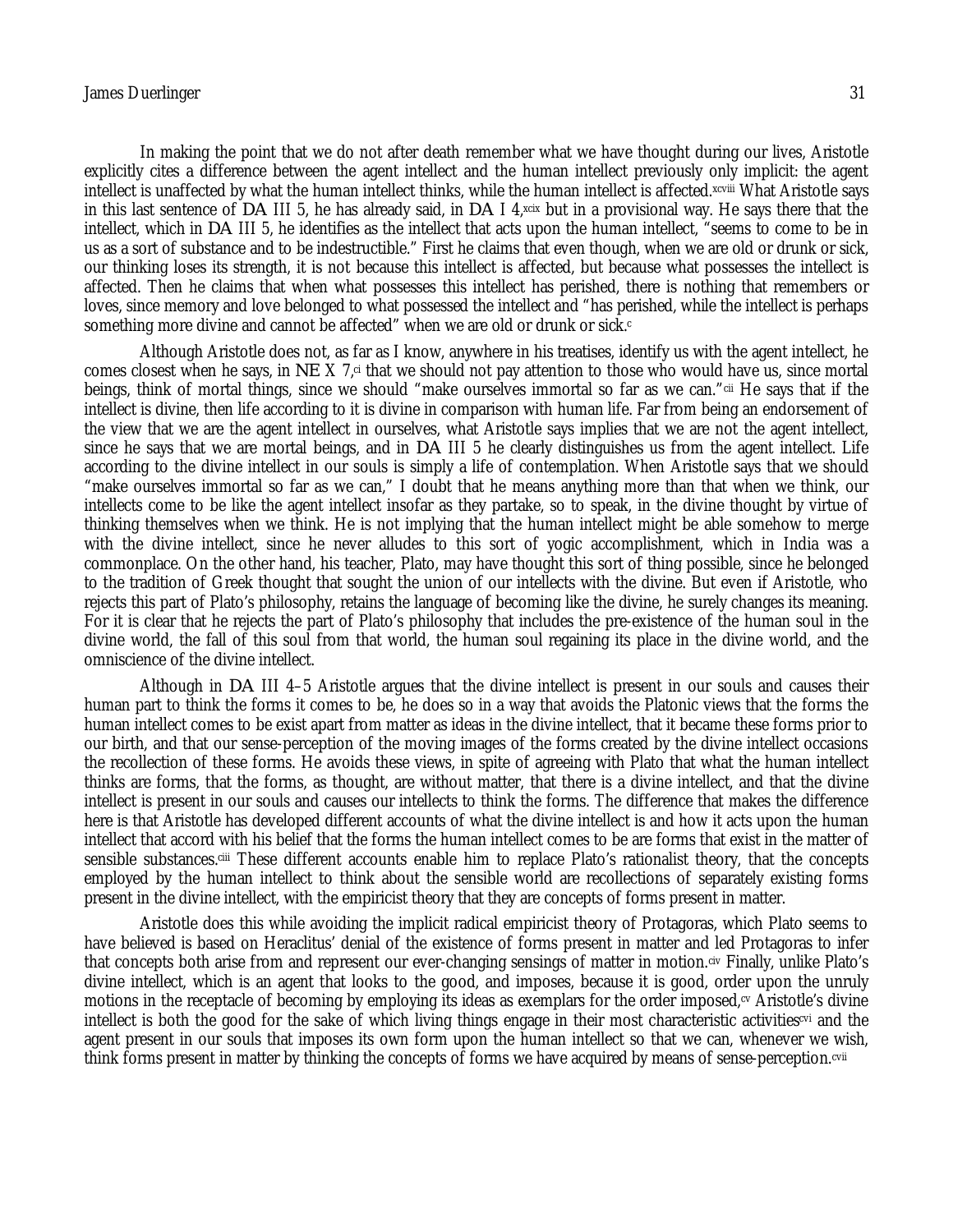In making the point that we do not after death remember what we have thought during our lives, Aristotle explicitly cites a difference between the agent intellect and the human intellect previously only implicit: the agent intellect is unaffected by what the human intellect thinks, while the human intellect is affected.[xcviii] What Aristotle says in this last sentence of DA III 5, he has already said, in DA I 4,[xcix] but in a provisional way. He says there that the intellect, which in DA III 5, he identifies as the intellect that acts upon the human intellect, "seems to come to be in us as a sort of substance and to be indestructible." First he claims that even though, when we are old or drunk or sick, our thinking loses its strength, it is not because this intellect is affected, but because what possesses the intellect is affected. Then he claims that when what possesses this intellect has perished, there is nothing that remembers or loves, since memory and love belonged to what possessed the intellect and "has perished, while the intellect is perhaps something more divine and cannot be affected" when we are old or drunk or sick.[c]

Although Aristotle does not, as far as I know, anywhere in his treatises, identify us with the agent intellect, he comes closest when he says, in NE X 7,[ci] that we should not pay attention to those who would have us, since mortal beings, think of mortal things, since we should "make ourselves immortal so far as we can."[cii] He says that if the intellect is divine, then life according to it is divine in comparison with human life. Far from being an endorsement of the view that we are the agent intellect in ourselves, what Aristotle says implies that we are not the agent intellect, since he says that we are mortal beings, and in DA III 5 he clearly distinguishes us from the agent intellect. Life according to the divine intellect in our souls is simply a life of contemplation. When Aristotle says that we should "make ourselves immortal so far as we can," I doubt that he means anything more than that when we think, our intellects come to be like the agent intellect insofar as they partake, so to speak, in the divine thought by virtue of thinking themselves when we think. He is not implying that the human intellect might be able somehow to merge with the divine intellect, since he never alludes to this sort of yogic accomplishment, which in India was a commonplace. On the other hand, his teacher, Plato, may have thought this sort of thing possible, since he belonged to the tradition of Greek thought that sought the union of our intellects with the divine. But even if Aristotle, who rejects this part of Plato's philosophy, retains the language of becoming like the divine, he surely changes its meaning. For it is clear that he rejects the part of Plato's philosophy that includes the pre-existence of the human soul in the divine world, the fall of this soul from that world, the human soul regaining its place in the divine world, and the omniscience of the divine intellect.

Although in DA III 4–5 Aristotle argues that the divine intellect is present in our souls and causes their human part to think the forms it comes to be, he does so in a way that avoids the Platonic views that the forms the human intellect comes to be exist apart from matter as ideas in the divine intellect, that it became these forms prior to our birth, and that our sense-perception of the moving images of the forms created by the divine intellect occasions the recollection of these forms. He avoids these views, in spite of agreeing with Plato that what the human intellect thinks are forms, that the forms, as thought, are without matter, that there is a divine intellect, and that the divine intellect is present in our souls and causes our intellects to think the forms. The difference that makes the difference here is that Aristotle has developed different accounts of what the divine intellect is and how it acts upon the human intellect that accord with his belief that the forms the human intellect comes to be are forms that exist in the matter of sensible substances.[ciii] These different accounts enable him to replace Plato's rationalist theory, that the concepts employed by the human intellect to think about the sensible world are recollections of separately existing forms present in the divine intellect, with the empiricist theory that they are concepts of forms present in matter.

Aristotle does this while avoiding the implicit radical empiricist theory of Protagoras, which Plato seems to have believed is based on Heraclitus' denial of the existence of forms present in matter and led Protagoras to infer that concepts both arise from and represent our ever-changing sensings of matter in motion.[civ] Finally, unlike Plato's divine intellect, which is an agent that looks to the good, and imposes, because it is good, order upon the unruly motions in the receptacle of becoming by employing its ideas as exemplars for the order imposed,[cv] Aristotle's divine intellect is both the good for the sake of which living things engage in their most characteristic activities[cvi] and the agent present in our souls that imposes its own form upon the human intellect so that we can, whenever we wish, think forms present in matter by thinking the concepts of forms we have acquired by means of sense-perception.[cvii]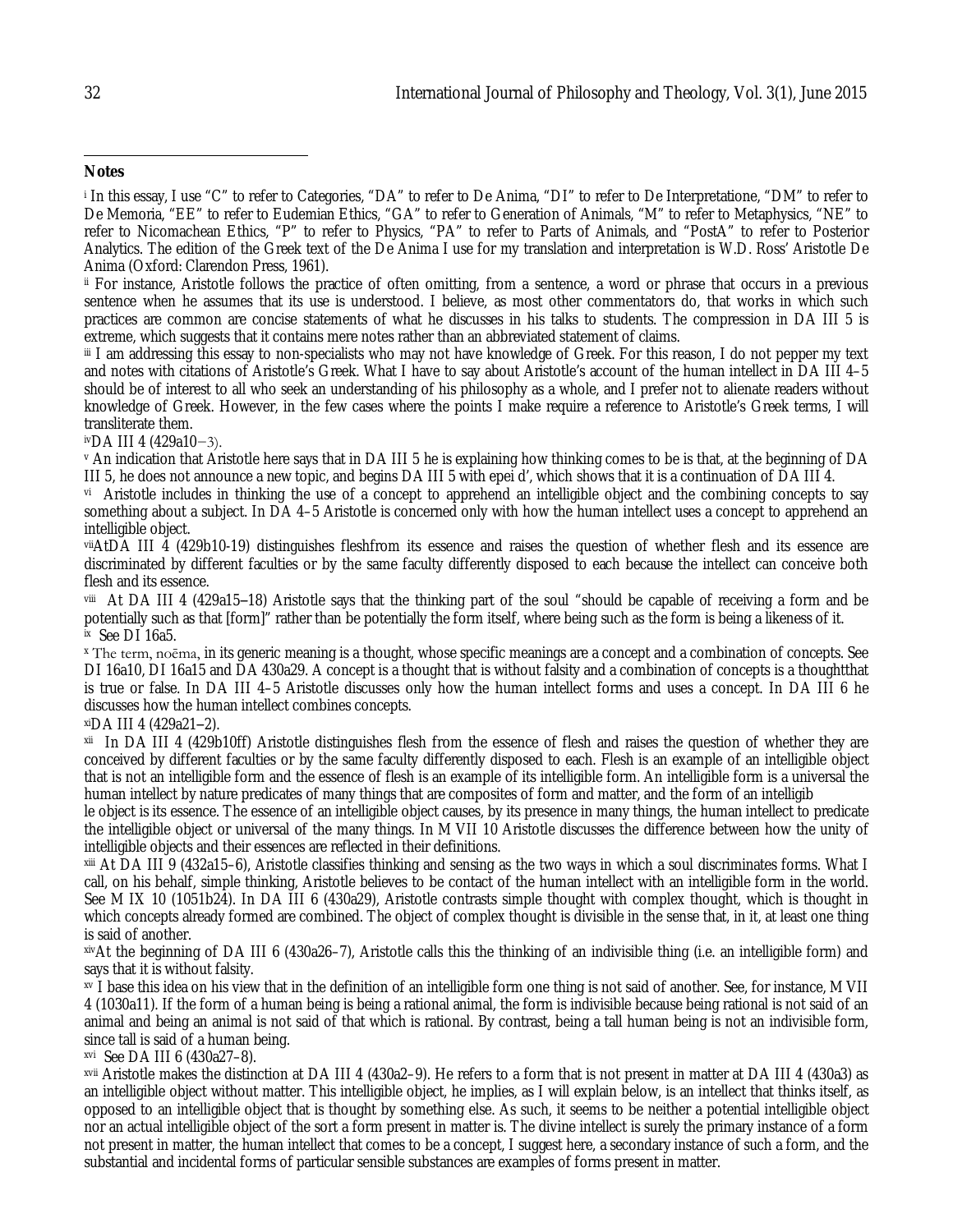**Notes**

[i] In this essay, I use "C" to refer to Categories, "DA" to refer to De Anima, "DI" to refer to De Interpretatione, "DM" to refer to De Memoria, "EE" to refer to Eudemian Ethics, "GA" to refer to Generation of Animals, "M" to refer to Metaphysics, "NE" to refer to Nicomachean Ethics, "P" to refer to Physics, "PA" to refer to Parts of Animals, and "PostA" to refer to Posterior Analytics. The edition of the Greek text of the De Anima I use for my translation and interpretation is W.D. Ross' Aristotle De Anima (Oxford: Clarendon Press, 1961).

[ii] For instance, Aristotle follows the practice of often omitting, from a sentence, a word or phrase that occurs in a previous sentence when he assumes that its use is understood. I believe, as most other commentators do, that works in which such practices are common are concise statements of what he discusses in his talks to students. The compression in DA III 5 is extreme, which suggests that it contains mere notes rather than an abbreviated statement of claims.

[iii] I am addressing this essay to non-specialists who may not have knowledge of Greek. For this reason, I do not pepper my text and notes with citations of Aristotle's Greek. What I have to say about Aristotle's account of the human intellect in DA III 4–5 should be of interest to all who seek an understanding of his philosophy as a whole, and I prefer not to alienate readers without knowledge of Greek. However, in the few cases where the points I make require a reference to Aristotle's Greek terms, I will transliterate them.

[iv] DA III 4 (429a10−3).

[v] An indication that Aristotle here says that in DA III 5 he is explaining how thinking comes to be is that, at the beginning of DA III 5, he does not announce a new topic, and begins DA III 5 with epei d', which shows that it is a continuation of DA III 4.

[vi] Aristotle includes in thinking the use of a concept to apprehend an intelligible object and the combining concepts to say something about a subject. In DA 4–5 Aristotle is concerned only with how the human intellect uses a concept to apprehend an intelligible object.

[vii] AtDA III 4 (429b10-19) distinguishes fleshfrom its essence and raises the question of whether flesh and its essence are discriminated by different faculties or by the same faculty differently disposed to each because the intellect can conceive both flesh and its essence.

[viii] At DA III 4 (429a15–18) Aristotle says that the thinking part of the soul "should be capable of receiving a form and be potentially such as that [form]" rather than be potentially the form itself, where being such as the form is being a likeness of it.

[ix] See DI 16a5.

[x] The term, noēma, in its generic meaning is a thought, whose specific meanings are a concept and a combination of concepts. See DI 16a10, DI 16a15 and DA 430a29. A concept is a thought that is without falsity and a combination of concepts is a thoughtthat is true or false. In DA III 4–5 Aristotle discusses only how the human intellect forms and uses a concept. In DA III 6 he discusses how the human intellect combines concepts.

[xi] DA III 4 (429a21–2).

[xii] In DA III 4 (429b10ff) Aristotle distinguishes flesh from the essence of flesh and raises the question of whether they are conceived by different faculties or by the same faculty differently disposed to each. Flesh is an example of an intelligible object that is not an intelligible form and the essence of flesh is an example of its intelligible form. An intelligible form is a universal the human intellect by nature predicates of many things that are composites of form and matter, and the form of an intelligible object is its essence. The essence of an intelligible object causes, by its presence in many things, the human intellect to predicate the intelligible object or universal of the many things. In M VII 10 Aristotle discusses the difference between how the unity of intelligible objects and their essences are reflected in their definitions.

[xiii] At DA III 9 (432a15–6), Aristotle classifies thinking and sensing as the two ways in which a soul discriminates forms. What I call, on his behalf, simple thinking, Aristotle believes to be contact of the human intellect with an intelligible form in the world. See M IX 10 (1051b24). In DA III 6 (430a29), Aristotle contrasts simple thought with complex thought, which is thought in which concepts already formed are combined. The object of complex thought is divisible in the sense that, in it, at least one thing is said of another.

[xiv] At the beginning of DA III 6 (430a26–7), Aristotle calls this the thinking of an indivisible thing (i.e. an intelligible form) and says that it is without falsity.

[xv] I base this idea on his view that in the definition of an intelligible form one thing is not said of another. See, for instance, M VII 4 (1030a11). If the form of a human being is being a rational animal, the form is indivisible because being rational is not said of an animal and being an animal is not said of that which is rational. By contrast, being a tall human being is not an indivisible form, since tall is said of a human being.

[xvi] See DA III 6 (430a27–8).

[xvii] Aristotle makes the distinction at DA III 4 (430a2–9). He refers to a form that is not present in matter at DA III 4 (430a3) as an intelligible object without matter. This intelligible object, he implies, as I will explain below, is an intellect that thinks itself, as opposed to an intelligible object that is thought by something else. As such, it seems to be neither a potential intelligible object nor an actual intelligible object of the sort a form present in matter is. The divine intellect is surely the primary instance of a form not present in matter, the human intellect that comes to be a concept, I suggest here, a secondary instance of such a form, and the substantial and incidental forms of particular sensible substances are examples of forms present in matter.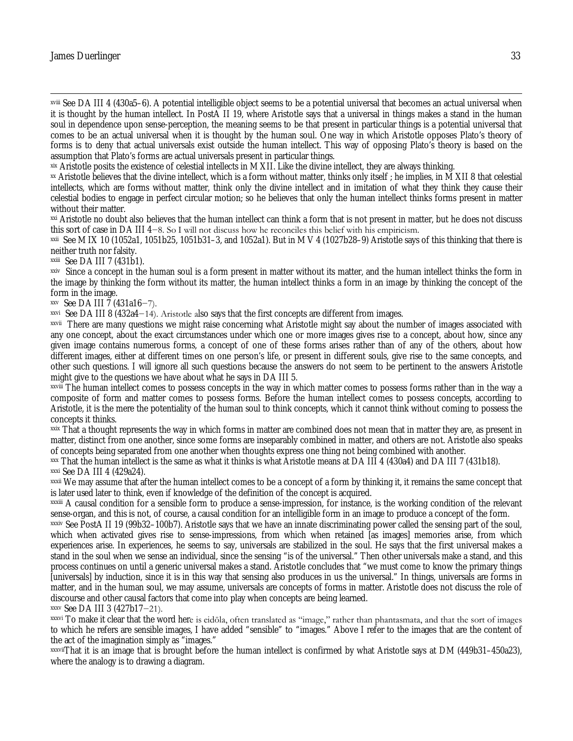[xviii] See DA III 4 (430a5–6). A potential intelligible object seems to be a potential universal that becomes an actual universal when it is thought by the human intellect. In PostA II 19, where Aristotle says that a universal in things makes a stand in the human soul in dependence upon sense-perception, the meaning seems to be that present in particular things is a potential universal that comes to be an actual universal when it is thought by the human soul. One way in which Aristotle opposes Plato's theory of forms is to deny that actual universals exist outside the human intellect. This way of opposing Plato's theory is based on the assumption that Plato's forms are actual universals present in particular things.

[xix] Aristotle posits the existence of celestial intellects in M XII. Like the divine intellect, they are always thinking.

[xx] Aristotle believes that the divine intellect, which is a form without matter, thinks only itself ; he implies, in M XII 8 that celestial intellects, which are forms without matter, think only the divine intellect and in imitation of what they think they cause their celestial bodies to engage in perfect circular motion; so he believes that only the human intellect thinks forms present in matter without their matter.

[xxi] Aristotle no doubt also believes that the human intellect can think a form that is not present in matter, but he does not discuss this sort of case in DA III 4–8. So I will not discuss how he reconciles this belief with his empiricism.

[xxii] See M IX 10 (1052a1, 1051b25, 1051b31–3, and 1052a1). But in M V 4 (1027b28–9) Aristotle says of this thinking that there is neither truth nor falsity.

[xxiii] See DA III 7 (431b1).

[xxiv] Since a concept in the human soul is a form present in matter without its matter, and the human intellect thinks the form in the image by thinking the form without its matter, the human intellect thinks a form in an image by thinking the concept of the form in the image.

[xxv] See DA III 7 (431a16–7).

[xxvi] See DA III 8 (432a4–14). Aristotle also says that the first concepts are different from images.

[xxvii] There are many questions we might raise concerning what Aristotle might say about the number of images associated with any one concept, about the exact circumstances under which one or more images gives rise to a concept, about how, since any given image contains numerous forms, a concept of one of these forms arises rather than of any of the others, about how different images, either at different times on one person's life, or present in different souls, give rise to the same concepts, and other such questions. I will ignore all such questions because the answers do not seem to be pertinent to the answers Aristotle might give to the questions we have about what he says in DA III 5.

[xxviii] The human intellect comes to possess concepts in the way in which matter comes to possess forms rather than in the way a composite of form and matter comes to possess forms. Before the human intellect comes to possess concepts, according to Aristotle, it is the mere the potentiality of the human soul to think concepts, which it cannot think without coming to possess the concepts it thinks.

[xxix] That a thought represents the way in which forms in matter are combined does not mean that in matter they are, as present in matter, distinct from one another, since some forms are inseparably combined in matter, and others are not. Aristotle also speaks of concepts being separated from one another when thoughts express one thing not being combined with another.

[xxx] That the human intellect is the same as what it thinks is what Aristotle means at DA III 4 (430a4) and DA III 7 (431b18).

[xxxi] See DA III 4 (429a24).

[xxxii] We may assume that after the human intellect comes to be a concept of a form by thinking it, it remains the same concept that is later used later to think, even if knowledge of the definition of the concept is acquired.

[xxxiii] A causal condition for a sensible form to produce a sense-impression, for instance, is the working condition of the relevant sense-organ, and this is not, of course, a causal condition for an intelligible form in an image to produce a concept of the form.

[xxxiv] See PostA II 19 (99b32–100b7). Aristotle says that we have an innate discriminating power called the sensing part of the soul, which when activated gives rise to sense-impressions, from which when retained [as images] memories arise, from which experiences arise. In experiences, he seems to say, universals are stabilized in the soul. He says that the first universal makes a stand in the soul when we sense an individual, since the sensing "is of the universal." Then other universals make a stand, and this process continues on until a generic universal makes a stand. Aristotle concludes that "we must come to know the primary things [universals] by induction, since it is in this way that sensing also produces in us the universal." In things, universals are forms in matter, and in the human soul, we may assume, universals are concepts of forms in matter. Aristotle does not discuss the role of discourse and other causal factors that come into play when concepts are being learned.

[xxxv] See DA III 3 (427b17–21).

[xxxvi] To make it clear that the word here is eidōla, often translated as "image," rather than phantasmata, and that the sort of images to which he refers are sensible images, I have added "sensible" to "images." Above I refer to the images that are the content of the act of the imagination simply as "images."

[xxxvii] That it is an image that is brought before the human intellect is confirmed by what Aristotle says at DM (449b31–450a23), where the analogy is to drawing a diagram.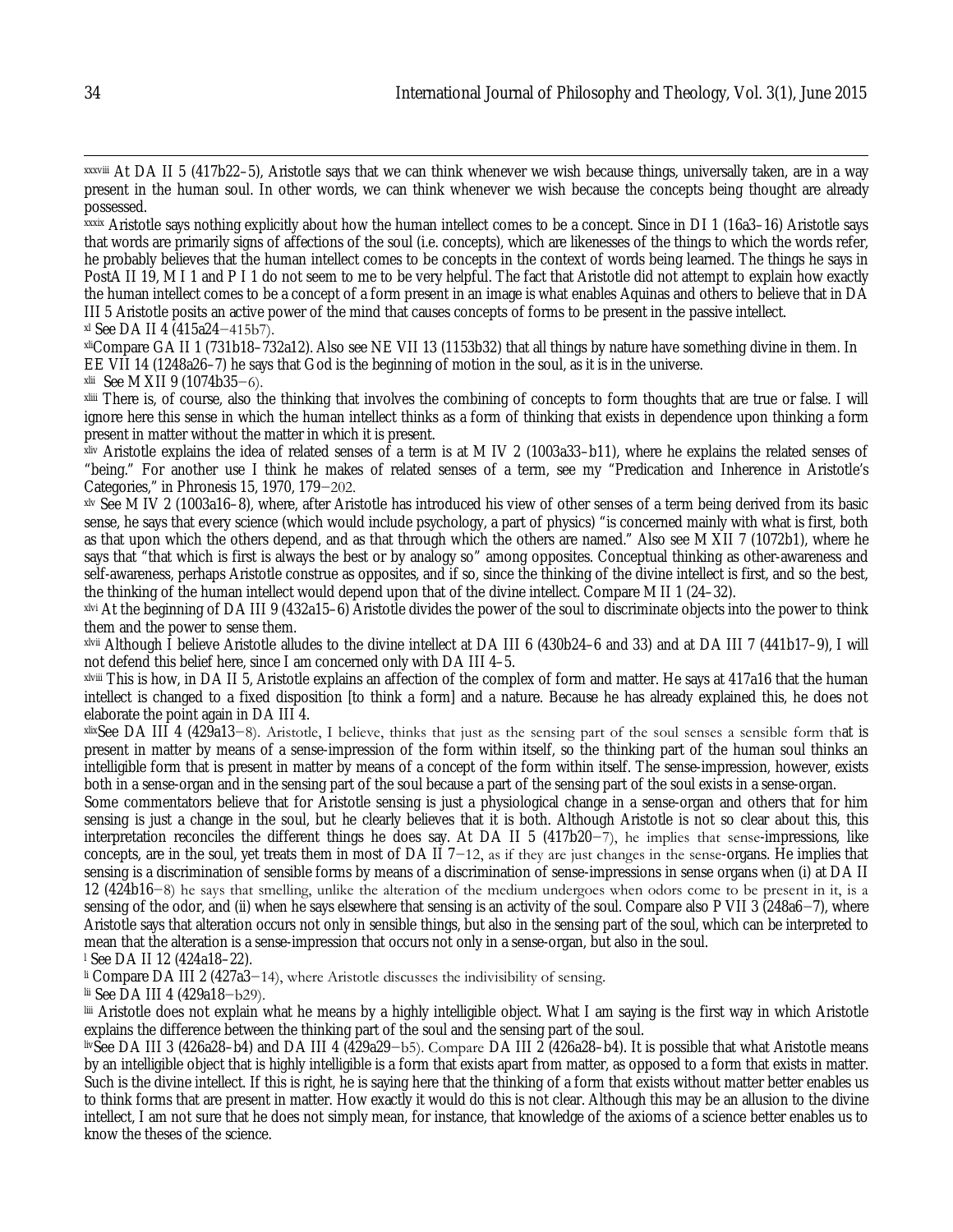[xxxviii] At DA II 5 (417b22–5), Aristotle says that we can think whenever we wish because things, universally taken, are in a way present in the human soul. In other words, we can think whenever we wish because the concepts being thought are already possessed.

[xxxix] Aristotle says nothing explicitly about how the human intellect comes to be a concept. Since in DI 1 (16a3–16) Aristotle says that words are primarily signs of affections of the soul (i.e. concepts), which are likenesses of the things to which the words refer, he probably believes that the human intellect comes to be concepts in the context of words being learned. The things he says in PostA II 19, M I 1 and P I 1 do not seem to me to be very helpful. The fact that Aristotle did not attempt to explain how exactly the human intellect comes to be a concept of a form present in an image is what enables Aquinas and others to believe that in DA III 5 Aristotle posits an active power of the mind that causes concepts of forms to be present in the passive intellect.

[xl] See DA II 4 (415a24−415b7).

[xli] Compare GA II 1 (731b18–732a12). Also see NE VII 13 (1153b32) that all things by nature have something divine in them. In EE VII 14 (1248a26–7) he says that God is the beginning of motion in the soul, as it is in the universe.

[xlii] See M XII 9 (1074b35−6).

[xliii] There is, of course, also the thinking that involves the combining of concepts to form thoughts that are true or false. I will ignore here this sense in which the human intellect thinks as a form of thinking that exists in dependence upon thinking a form present in matter without the matter in which it is present.

[xliv] Aristotle explains the idea of related senses of a term is at M IV 2 (1003a33–b11), where he explains the related senses of "being." For another use I think he makes of related senses of a term, see my "Predication and Inherence in Aristotle's Categories," in Phronesis 15, 1970, 179−202.

[xlv] See M IV 2 (1003a16–8), where, after Aristotle has introduced his view of other senses of a term being derived from its basic sense, he says that every science (which would include psychology, a part of physics) "is concerned mainly with what is first, both as that upon which the others depend, and as that through which the others are named." Also see M XII 7 (1072b1), where he says that "that which is first is always the best or by analogy so" among opposites. Conceptual thinking as other-awareness and self-awareness, perhaps Aristotle construe as opposites, and if so, since the thinking of the divine intellect is first, and so the best, the thinking of the human intellect would depend upon that of the divine intellect. Compare M II 1 (24–32).

[xlvi] At the beginning of DA III 9 (432a15–6) Aristotle divides the power of the soul to discriminate objects into the power to think them and the power to sense them.

[xlvii] Although I believe Aristotle alludes to the divine intellect at DA III 6 (430b24–6 and 33) and at DA III 7 (441b17–9), I will not defend this belief here, since I am concerned only with DA III 4–5.

[xlviii] This is how, in DA II 5, Aristotle explains an affection of the complex of form and matter. He says at 417a16 that the human intellect is changed to a fixed disposition [to think a form] and a nature. Because he has already explained this, he does not elaborate the point again in DA III 4.

[xlix] See DA III 4 (429a13−8). Aristotle, I believe, thinks that just as the sensing part of the soul senses a sensible form that is present in matter by means of a sense-impression of the form within itself, so the thinking part of the human soul thinks an intelligible form that is present in matter by means of a concept of the form within itself. The sense-impression, however, exists both in a sense-organ and in the sensing part of the soul because a part of the sensing part of the soul exists in a sense-organ.

Some commentators believe that for Aristotle sensing is just a physiological change in a sense-organ and others that for him sensing is just a change in the soul, but he clearly believes that it is both. Although Aristotle is not so clear about this, this interpretation reconciles the different things he does say. At DA II 5 (417b20−7), he implies that sense-impressions, like concepts, are in the soul, yet treats them in most of DA II 7−12, as if they are just changes in the sense-organs. He implies that sensing is a discrimination of sensible forms by means of a discrimination of sense-impressions in sense organs when (i) at DA II 12 (424b16−8) he says that smelling, unlike the alteration of the medium undergoes when odors come to be present in it, is a sensing of the odor, and (ii) when he says elsewhere that sensing is an activity of the soul. Compare also P VII 3 (248a6−7), where Aristotle says that alteration occurs not only in sensible things, but also in the sensing part of the soul, which can be interpreted to mean that the alteration is a sense-impression that occurs not only in a sense-organ, but also in the soul.

[l] See DA II 12 (424a18–22).

[li] Compare DA III 2 (427a3−14), where Aristotle discusses the indivisibility of sensing.

[lii] See DA III 4 (429a18−b29).

[liii] Aristotle does not explain what he means by a highly intelligible object. What I am saying is the first way in which Aristotle explains the difference between the thinking part of the soul and the sensing part of the soul.

[liv] See DA III 3 (426a28–b4) and DA III 4 (429a29−b5). Compare DA III 2 (426a28–b4). It is possible that what Aristotle means by an intelligible object that is highly intelligible is a form that exists apart from matter, as opposed to a form that exists in matter. Such is the divine intellect. If this is right, he is saying here that the thinking of a form that exists without matter better enables us to think forms that are present in matter. How exactly it would do this is not clear. Although this may be an allusion to the divine intellect, I am not sure that he does not simply mean, for instance, that knowledge of the axioms of a science better enables us to know the theses of the science.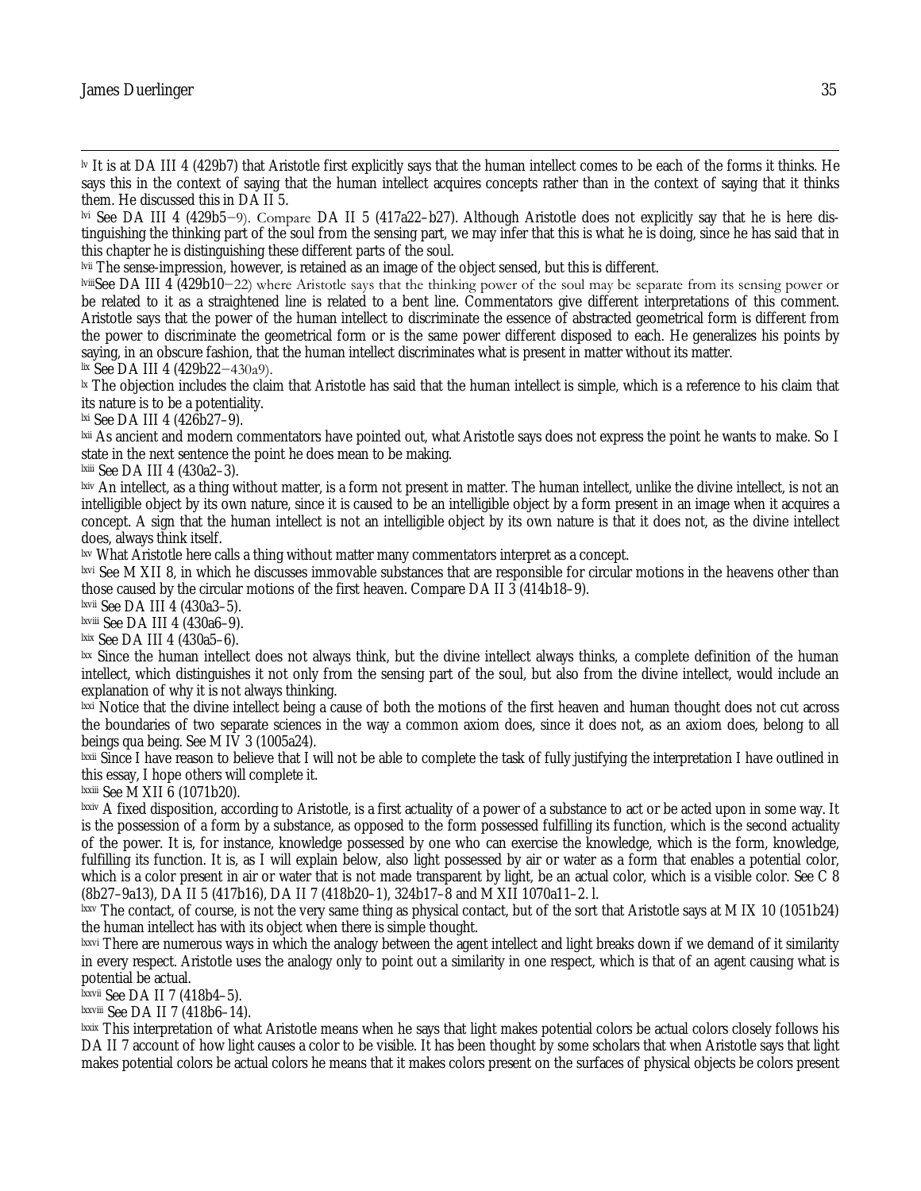[lv] It is at DA III 4 (429b7) that Aristotle first explicitly says that the human intellect comes to be each of the forms it thinks. He says this in the context of saying that the human intellect acquires concepts rather than in the context of saying that it thinks them. He discussed this in DA II 5.

[lvi] See DA III 4 (429b5–9). Compare DA II 5 (417a22–b27). Although Aristotle does not explicitly say that he is here distinguishing the thinking part of the soul from the sensing part, we may infer that this is what he is doing, since he has said that in this chapter he is distinguishing these different parts of the soul.

[lvii] The sense-impression, however, is retained as an image of the object sensed, but this is different.

[lviii] See DA III 4 (429b10–22) where Aristotle says that the thinking power of the soul may be separate from its sensing power or be related to it as a straightened line is related to a bent line. Commentators give different interpretations of this comment. Aristotle says that the power of the human intellect to discriminate the essence of abstracted geometrical form is different from the power to discriminate the geometrical form or is the same power different disposed to each. He generalizes his points by saying, in an obscure fashion, that the human intellect discriminates what is present in matter without its matter.

[lix] See DA III 4 (429b22–430a9).

[lx] The objection includes the claim that Aristotle has said that the human intellect is simple, which is a reference to his claim that its nature is to be a potentiality.

[lxi] See DA III 4 (426b27–9).

[lxii] As ancient and modern commentators have pointed out, what Aristotle says does not express the point he wants to make. So I state in the next sentence the point he does mean to be making.

[lxiii] See DA III 4 (430a2–3).

[lxiv] An intellect, as a thing without matter, is a form not present in matter. The human intellect, unlike the divine intellect, is not an intelligible object by its own nature, since it is caused to be an intelligible object by a form present in an image when it acquires a concept. A sign that the human intellect is not an intelligible object by its own nature is that it does not, as the divine intellect does, always think itself.

[lxv] What Aristotle here calls a thing without matter many commentators interpret as a concept.

[lxvi] See M XII 8, in which he discusses immovable substances that are responsible for circular motions in the heavens other than those caused by the circular motions of the first heaven. Compare DA II 3 (414b18–9).

[lxvii] See DA III 4 (430a3–5).

[lxviii] See DA III 4 (430a6–9).

[lxix] See DA III 4 (430a5–6).

[lxx] Since the human intellect does not always think, but the divine intellect always thinks, a complete definition of the human intellect, which distinguishes it not only from the sensing part of the soul, but also from the divine intellect, would include an explanation of why it is not always thinking.

[lxxi] Notice that the divine intellect being a cause of both the motions of the first heaven and human thought does not cut across the boundaries of two separate sciences in the way a common axiom does, since it does not, as an axiom does, belong to all beings qua being. See M IV 3 (1005a24).

[lxxii] Since I have reason to believe that I will not be able to complete the task of fully justifying the interpretation I have outlined in this essay, I hope others will complete it.

[lxxiii] See M XII 6 (1071b20).

[lxxiv] A fixed disposition, according to Aristotle, is a first actuality of a power of a substance to act or be acted upon in some way. It is the possession of a form by a substance, as opposed to the form possessed fulfilling its function, which is the second actuality of the power. It is, for instance, knowledge possessed by one who can exercise the knowledge, which is the form, knowledge, fulfilling its function. It is, as I will explain below, also light possessed by air or water as a form that enables a potential color, which is a color present in air or water that is not made transparent by light, be an actual color, which is a visible color. See C 8 (8b27–9a13), DA II 5 (417b16), DA II 7 (418b20–1), 324b17–8 and M XII 1070a11–2. l.

[lxxv] The contact, of course, is not the very same thing as physical contact, but of the sort that Aristotle says at M IX 10 (1051b24) the human intellect has with its object when there is simple thought.

[lxxvi] There are numerous ways in which the analogy between the agent intellect and light breaks down if we demand of it similarity in every respect. Aristotle uses the analogy only to point out a similarity in one respect, which is that of an agent causing what is potential be actual.

[lxxvii] See DA II 7 (418b4–5).

[lxxviii] See DA II 7 (418b6–14).

[lxxix] This interpretation of what Aristotle means when he says that light makes potential colors be actual colors closely follows his DA II 7 account of how light causes a color to be visible. It has been thought by some scholars that when Aristotle says that light makes potential colors be actual colors he means that it makes colors present on the surfaces of physical objects be colors present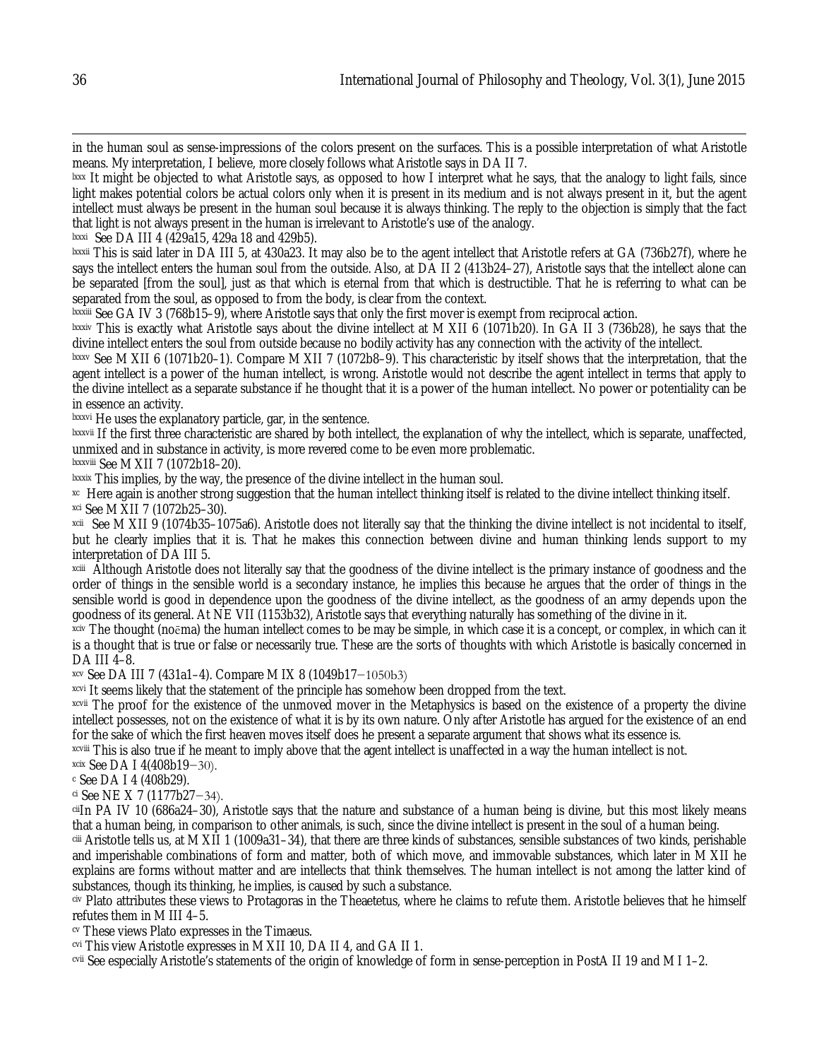in the human soul as sense-impressions of the colors present on the surfaces. This is a possible interpretation of what Aristotle means. My interpretation, I believe, more closely follows what Aristotle says in DA II 7.

[lxxx] It might be objected to what Aristotle says, as opposed to how I interpret what he says, that the analogy to light fails, since light makes potential colors be actual colors only when it is present in its medium and is not always present in it, but the agent intellect must always be present in the human soul because it is always thinking. The reply to the objection is simply that the fact that light is not always present in the human is irrelevant to Aristotle's use of the analogy.

[lxxxi] See DA III 4 (429a15, 429a 18 and 429b5).

[lxxxii] This is said later in DA III 5, at 430a23. It may also be to the agent intellect that Aristotle refers at GA (736b27f), where he says the intellect enters the human soul from the outside. Also, at DA II 2 (413b24–27), Aristotle says that the intellect alone can be separated [from the soul], just as that which is eternal from that which is destructible. That he is referring to what can be separated from the soul, as opposed to from the body, is clear from the context.

[lxxxiii] See GA IV 3 (768b15–9), where Aristotle says that only the first mover is exempt from reciprocal action.

[lxxxiv] This is exactly what Aristotle says about the divine intellect at M XII 6 (1071b20). In GA II 3 (736b28), he says that the divine intellect enters the soul from outside because no bodily activity has any connection with the activity of the intellect.

[lxxxv] See M XII 6 (1071b20–1). Compare M XII 7 (1072b8–9). This characteristic by itself shows that the interpretation, that the agent intellect is a power of the human intellect, is wrong. Aristotle would not describe the agent intellect in terms that apply to the divine intellect as a separate substance if he thought that it is a power of the human intellect. No power or potentiality can be in essence an activity.

[lxxxvi] He uses the explanatory particle, gar, in the sentence.

[lxxxvii] If the first three characteristic are shared by both intellect, the explanation of why the intellect, which is separate, unaffected, unmixed and in substance in activity, is more revered come to be even more problematic.

[lxxxviii] See M XII 7 (1072b18–20).

[lxxxix] This implies, by the way, the presence of the divine intellect in the human soul.

[xc] Here again is another strong suggestion that the human intellect thinking itself is related to the divine intellect thinking itself.

[xci] See M XII 7 (1072b25–30).

[xcii] See M XII 9 (1074b35–1075a6). Aristotle does not literally say that the thinking the divine intellect is not incidental to itself, but he clearly implies that it is. That he makes this connection between divine and human thinking lends support to my interpretation of DA III 5.

[xciii] Although Aristotle does not literally say that the goodness of the divine intellect is the primary instance of goodness and the order of things in the sensible world is a secondary instance, he implies this because he argues that the order of things in the sensible world is good in dependence upon the goodness of the divine intellect, as the goodness of an army depends upon the goodness of its general. At NE VII (1153b32), Aristotle says that everything naturally has something of the divine in it.

[xciv] The thought (noēma) the human intellect comes to be may be simple, in which case it is a concept, or complex, in which can it is a thought that is true or false or necessarily true. These are the sorts of thoughts with which Aristotle is basically concerned in DA III 4–8.

[xcv] See DA III 7 (431a1–4). Compare M IX 8 (1049b17–1050b3)

[xcvi] It seems likely that the statement of the principle has somehow been dropped from the text.

[xcvii] The proof for the existence of the unmoved mover in the Metaphysics is based on the existence of a property the divine intellect possesses, not on the existence of what it is by its own nature. Only after Aristotle has argued for the existence of an end for the sake of which the first heaven moves itself does he present a separate argument that shows what its essence is.

[xcviii] This is also true if he meant to imply above that the agent intellect is unaffected in a way the human intellect is not.

[xcix] See DA I 4(408b19–30).

[c] See DA I 4 (408b29).

[ci] See NE X 7 (1177b27–34).

[cii] In PA IV 10 (686a24–30), Aristotle says that the nature and substance of a human being is divine, but this most likely means that a human being, in comparison to other animals, is such, since the divine intellect is present in the soul of a human being.

[ciii] Aristotle tells us, at M XII 1 (1009a31–34), that there are three kinds of substances, sensible substances of two kinds, perishable and imperishable combinations of form and matter, both of which move, and immovable substances, which later in M XII he explains are forms without matter and are intellects that think themselves. The human intellect is not among the latter kind of substances, though its thinking, he implies, is caused by such a substance.

[civ] Plato attributes these views to Protagoras in the Theaetetus, where he claims to refute them. Aristotle believes that he himself refutes them in M III 4–5.

[cv] These views Plato expresses in the Timaeus.

[cvi] This view Aristotle expresses in M XII 10, DA II 4, and GA II 1.

[cvii] See especially Aristotle's statements of the origin of knowledge of form in sense-perception in PostA II 19 and M I 1–2.